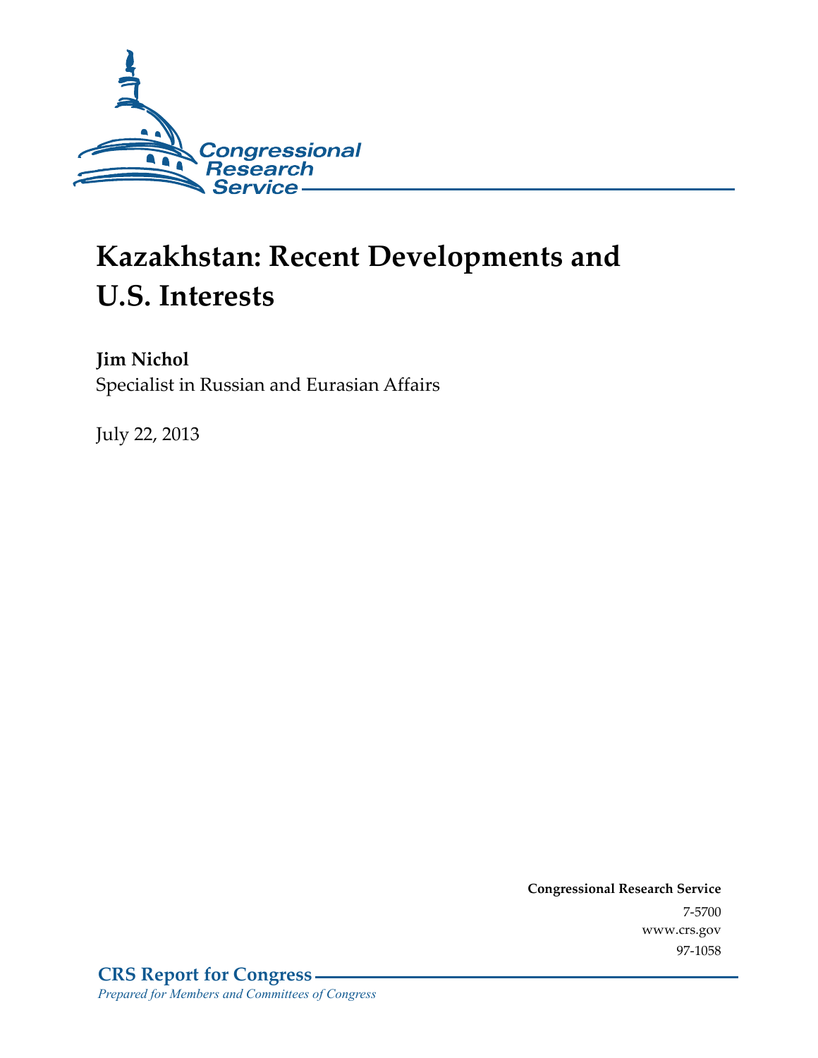Congressional Research Service

# Kazakhstan: Recent Developments and U.S. Interests

**Jim Nichol**
Specialist in Russian and Eurasian Affairs

July 22, 2013

**Congressional Research Service**
7-5700
www.crs.gov
97-1058

**CRS Report for Congress**
*Prepared for Members and Committees of Congress*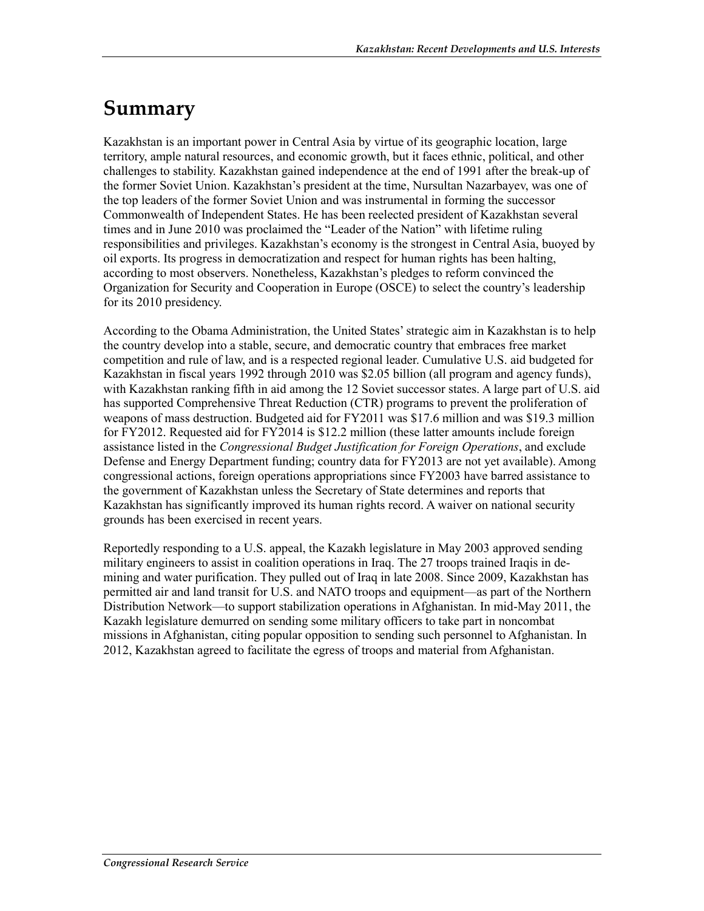# Summary

Kazakhstan is an important power in Central Asia by virtue of its geographic location, large territory, ample natural resources, and economic growth, but it faces ethnic, political, and other challenges to stability. Kazakhstan gained independence at the end of 1991 after the break-up of the former Soviet Union. Kazakhstan's president at the time, Nursultan Nazarbayev, was one of the top leaders of the former Soviet Union and was instrumental in forming the successor Commonwealth of Independent States. He has been reelected president of Kazakhstan several times and in June 2010 was proclaimed the "Leader of the Nation" with lifetime ruling responsibilities and privileges. Kazakhstan's economy is the strongest in Central Asia, buoyed by oil exports. Its progress in democratization and respect for human rights has been halting, according to most observers. Nonetheless, Kazakhstan's pledges to reform convinced the Organization for Security and Cooperation in Europe (OSCE) to select the country's leadership for its 2010 presidency.

According to the Obama Administration, the United States' strategic aim in Kazakhstan is to help the country develop into a stable, secure, and democratic country that embraces free market competition and rule of law, and is a respected regional leader. Cumulative U.S. aid budgeted for Kazakhstan in fiscal years 1992 through 2010 was $2.05 billion (all program and agency funds), with Kazakhstan ranking fifth in aid among the 12 Soviet successor states. A large part of U.S. aid has supported Comprehensive Threat Reduction (CTR) programs to prevent the proliferation of weapons of mass destruction. Budgeted aid for FY2011 was $17.6 million and was $19.3 million for FY2012. Requested aid for FY2014 is $12.2 million (these latter amounts include foreign assistance listed in the *Congressional Budget Justification for Foreign Operations*, and exclude Defense and Energy Department funding; country data for FY2013 are not yet available). Among congressional actions, foreign operations appropriations since FY2003 have barred assistance to the government of Kazakhstan unless the Secretary of State determines and reports that Kazakhstan has significantly improved its human rights record. A waiver on national security grounds has been exercised in recent years.

Reportedly responding to a U.S. appeal, the Kazakh legislature in May 2003 approved sending military engineers to assist in coalition operations in Iraq. The 27 troops trained Iraqis in de-mining and water purification. They pulled out of Iraq in late 2008. Since 2009, Kazakhstan has permitted air and land transit for U.S. and NATO troops and equipment—as part of the Northern Distribution Network—to support stabilization operations in Afghanistan. In mid-May 2011, the Kazakh legislature demurred on sending some military officers to take part in noncombat missions in Afghanistan, citing popular opposition to sending such personnel to Afghanistan. In 2012, Kazakhstan agreed to facilitate the egress of troops and material from Afghanistan.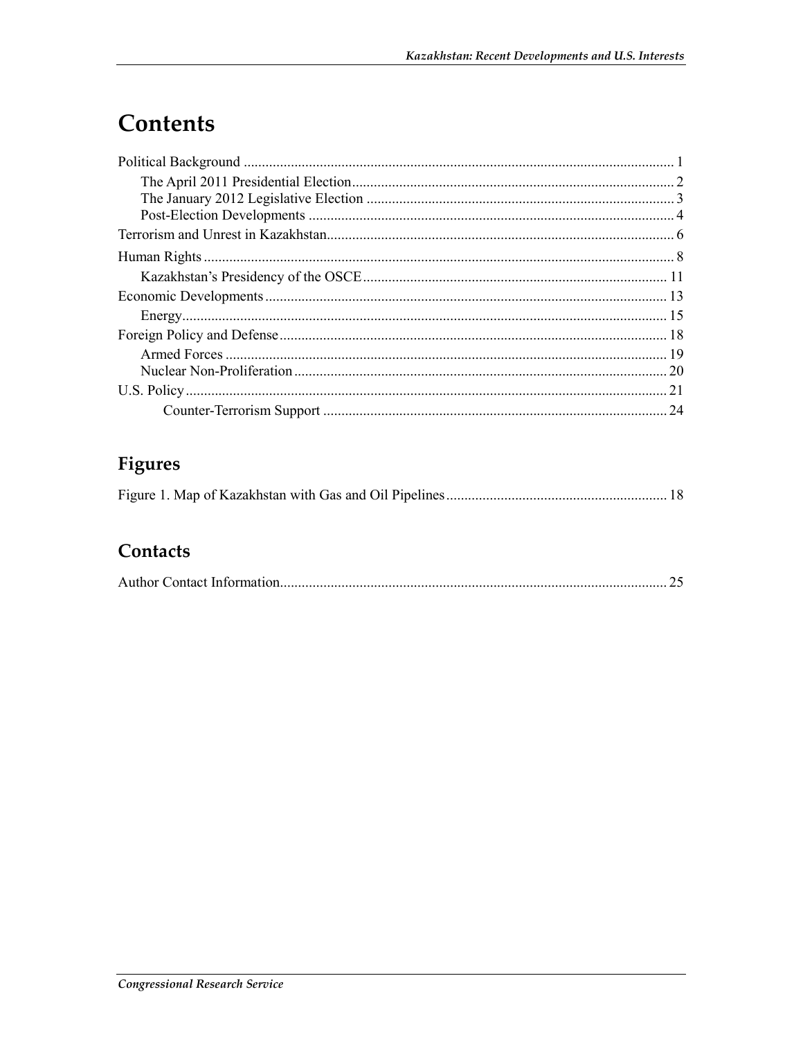# Contents

Political Background ..................................................................................................................... 1
  The April 2011 Presidential Election ........................................................................................ 2
  The January 2012 Legislative Election ..................................................................................... 3
  Post-Election Developments .................................................................................................... 4
Terrorism and Unrest in Kazakhstan ............................................................................................... 6
Human Rights ................................................................................................................................. 8
  Kazakhstan's Presidency of the OSCE .................................................................................... 11
Economic Developments .............................................................................................................. 13
  Energy ..................................................................................................................................... 15
Foreign Policy and Defense .......................................................................................................... 18
  Armed Forces ......................................................................................................................... 19
  Nuclear Non-Proliferation ...................................................................................................... 20
U.S. Policy .................................................................................................................................... 21
    Counter-Terrorism Support .............................................................................................. 24

## Figures

Figure 1. Map of Kazakhstan with Gas and Oil Pipelines ............................................................ 18

## Contacts

Author Contact Information .......................................................................................................... 25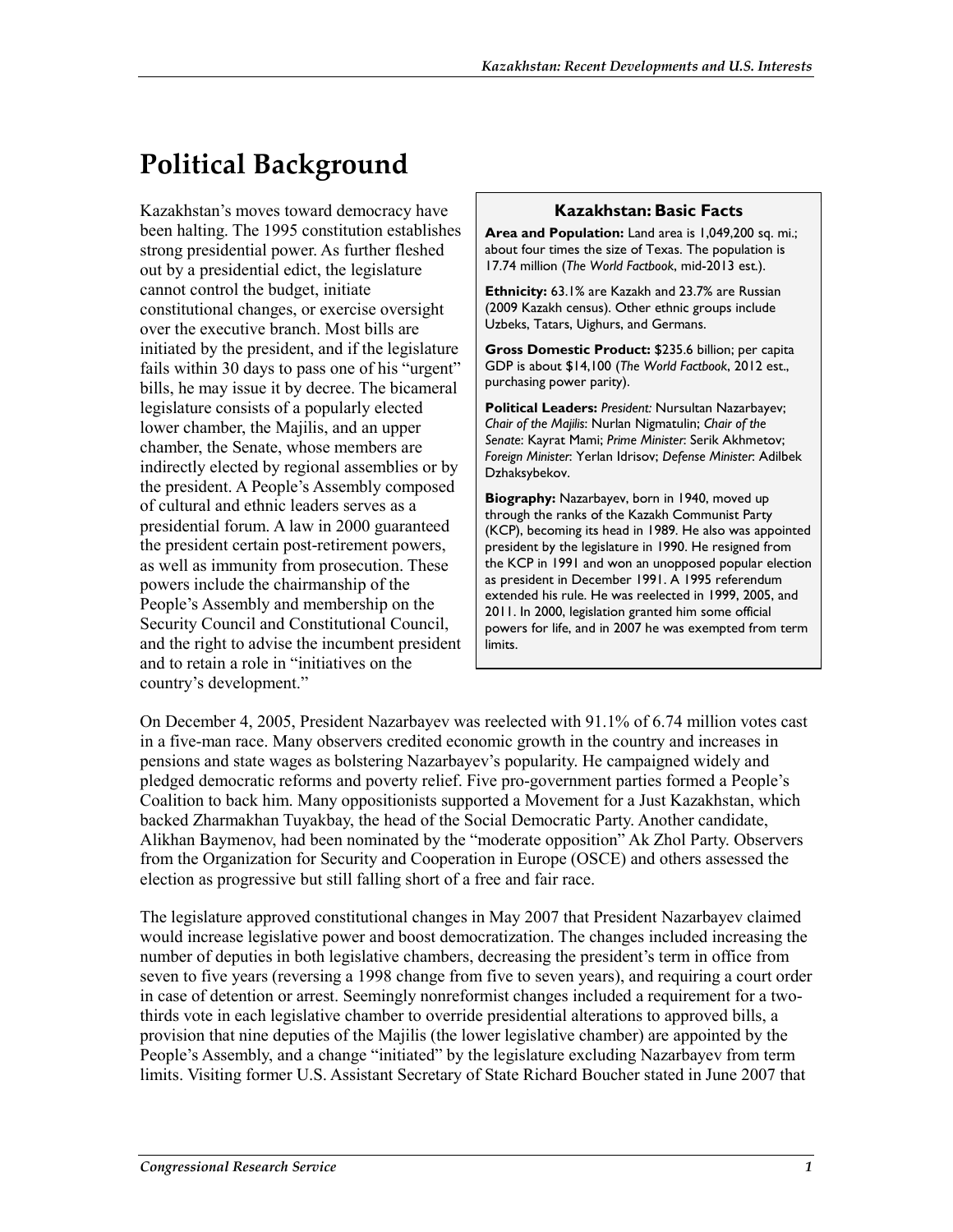# Political Background

Kazakhstan's moves toward democracy have been halting. The 1995 constitution establishes strong presidential power. As further fleshed out by a presidential edict, the legislature cannot control the budget, initiate constitutional changes, or exercise oversight over the executive branch. Most bills are initiated by the president, and if the legislature fails within 30 days to pass one of his "urgent" bills, he may issue it by decree. The bicameral legislature consists of a popularly elected lower chamber, the Majilis, and an upper chamber, the Senate, whose members are indirectly elected by regional assemblies or by the president. A People's Assembly composed of cultural and ethnic leaders serves as a presidential forum. A law in 2000 guaranteed the president certain post-retirement powers, as well as immunity from prosecution. These powers include the chairmanship of the People's Assembly and membership on the Security Council and Constitutional Council, and the right to advise the incumbent president and to retain a role in "initiatives on the country's development."

> **Kazakhstan: Basic Facts**
>
> **Area and Population:** Land area is 1,049,200 sq. mi.; about four times the size of Texas. The population is 17.74 million (*The World Factbook*, mid-2013 est.).
>
> **Ethnicity:** 63.1% are Kazakh and 23.7% are Russian (2009 Kazakh census). Other ethnic groups include Uzbeks, Tatars, Uighurs, and Germans.
>
> **Gross Domestic Product:** $235.6 billion; per capita GDP is about $14,100 (*The World Factbook*, 2012 est., purchasing power parity).
>
> **Political Leaders:** *President:* Nursultan Nazarbayev; *Chair of the Majilis*: Nurlan Nigmatulin; *Chair of the Senate*: Kayrat Mami; *Prime Minister*: Serik Akhmetov; *Foreign Minister*: Yerlan Idrisov; *Defense Minister*: Adilbek Dzhaksybekov.
>
> **Biography:** Nazarbayev, born in 1940, moved up through the ranks of the Kazakh Communist Party (KCP), becoming its head in 1989. He also was appointed president by the legislature in 1990. He resigned from the KCP in 1991 and won an unopposed popular election as president in December 1991. A 1995 referendum extended his rule. He was reelected in 1999, 2005, and 2011. In 2000, legislation granted him some official powers for life, and in 2007 he was exempted from term limits.

On December 4, 2005, President Nazarbayev was reelected with 91.1% of 6.74 million votes cast in a five-man race. Many observers credited economic growth in the country and increases in pensions and state wages as bolstering Nazarbayev's popularity. He campaigned widely and pledged democratic reforms and poverty relief. Five pro-government parties formed a People's Coalition to back him. Many oppositionists supported a Movement for a Just Kazakhstan, which backed Zharmakhan Tuyakbay, the head of the Social Democratic Party. Another candidate, Alikhan Baymenov, had been nominated by the "moderate opposition" Ak Zhol Party. Observers from the Organization for Security and Cooperation in Europe (OSCE) and others assessed the election as progressive but still falling short of a free and fair race.

The legislature approved constitutional changes in May 2007 that President Nazarbayev claimed would increase legislative power and boost democratization. The changes included increasing the number of deputies in both legislative chambers, decreasing the president's term in office from seven to five years (reversing a 1998 change from five to seven years), and requiring a court order in case of detention or arrest. Seemingly nonreformist changes included a requirement for a two-thirds vote in each legislative chamber to override presidential alterations to approved bills, a provision that nine deputies of the Majilis (the lower legislative chamber) are appointed by the People's Assembly, and a change "initiated" by the legislature excluding Nazarbayev from term limits. Visiting former U.S. Assistant Secretary of State Richard Boucher stated in June 2007 that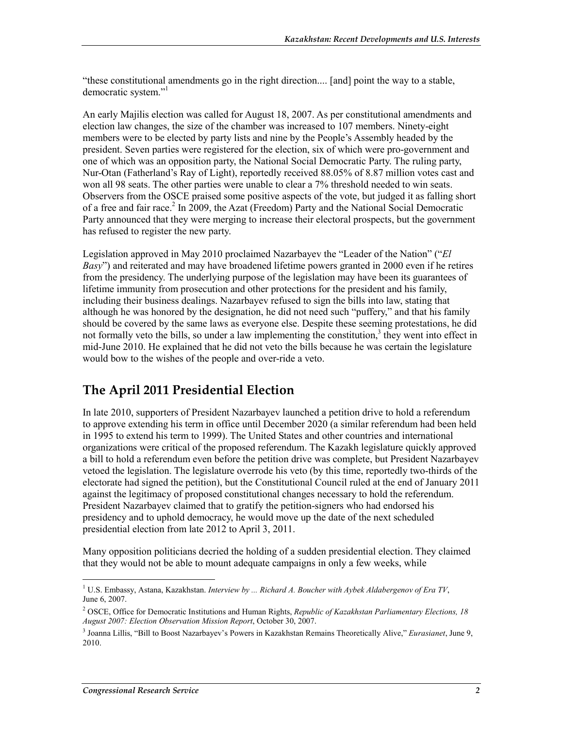"these constitutional amendments go in the right direction.... [and] point the way to a stable, democratic system."[1]

An early Majilis election was called for August 18, 2007. As per constitutional amendments and election law changes, the size of the chamber was increased to 107 members. Ninety-eight members were to be elected by party lists and nine by the People's Assembly headed by the president. Seven parties were registered for the election, six of which were pro-government and one of which was an opposition party, the National Social Democratic Party. The ruling party, Nur-Otan (Fatherland's Ray of Light), reportedly received 88.05% of 8.87 million votes cast and won all 98 seats. The other parties were unable to clear a 7% threshold needed to win seats. Observers from the OSCE praised some positive aspects of the vote, but judged it as falling short of a free and fair race.[2] In 2009, the Azat (Freedom) Party and the National Social Democratic Party announced that they were merging to increase their electoral prospects, but the government has refused to register the new party.

Legislation approved in May 2010 proclaimed Nazarbayev the "Leader of the Nation" ("*El Basy*") and reiterated and may have broadened lifetime powers granted in 2000 even if he retires from the presidency. The underlying purpose of the legislation may have been its guarantees of lifetime immunity from prosecution and other protections for the president and his family, including their business dealings. Nazarbayev refused to sign the bills into law, stating that although he was honored by the designation, he did not need such "puffery," and that his family should be covered by the same laws as everyone else. Despite these seeming protestations, he did not formally veto the bills, so under a law implementing the constitution,[3] they went into effect in mid-June 2010. He explained that he did not veto the bills because he was certain the legislature would bow to the wishes of the people and over-ride a veto.

## The April 2011 Presidential Election

In late 2010, supporters of President Nazarbayev launched a petition drive to hold a referendum to approve extending his term in office until December 2020 (a similar referendum had been held in 1995 to extend his term to 1999). The United States and other countries and international organizations were critical of the proposed referendum. The Kazakh legislature quickly approved a bill to hold a referendum even before the petition drive was complete, but President Nazarbayev vetoed the legislation. The legislature overrode his veto (by this time, reportedly two-thirds of the electorate had signed the petition), but the Constitutional Council ruled at the end of January 2011 against the legitimacy of proposed constitutional changes necessary to hold the referendum. President Nazarbayev claimed that to gratify the petition-signers who had endorsed his presidency and to uphold democracy, he would move up the date of the next scheduled presidential election from late 2012 to April 3, 2011.

Many opposition politicians decried the holding of a sudden presidential election. They claimed that they would not be able to mount adequate campaigns in only a few weeks, while

---

[1] U.S. Embassy, Astana, Kazakhstan. *Interview by ... Richard A. Boucher with Aybek Aldabergenov of Era TV*, June 6, 2007.

[2] OSCE, Office for Democratic Institutions and Human Rights, *Republic of Kazakhstan Parliamentary Elections, 18 August 2007: Election Observation Mission Report*, October 30, 2007.

[3] Joanna Lillis, "Bill to Boost Nazarbayev's Powers in Kazakhstan Remains Theoretically Alive," *Eurasianet*, June 9, 2010.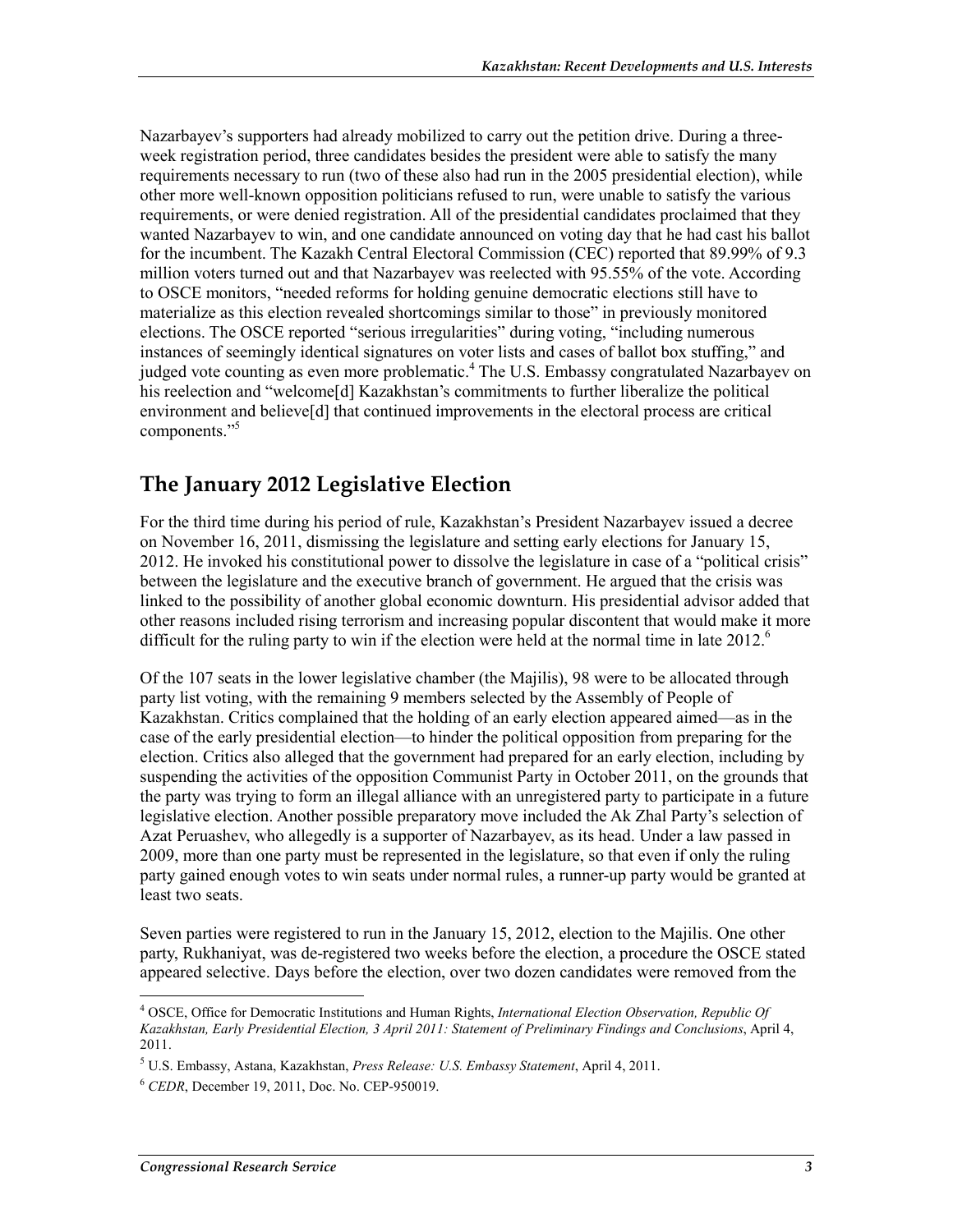Nazarbayev's supporters had already mobilized to carry out the petition drive. During a three-week registration period, three candidates besides the president were able to satisfy the many requirements necessary to run (two of these also had run in the 2005 presidential election), while other more well-known opposition politicians refused to run, were unable to satisfy the various requirements, or were denied registration. All of the presidential candidates proclaimed that they wanted Nazarbayev to win, and one candidate announced on voting day that he had cast his ballot for the incumbent. The Kazakh Central Electoral Commission (CEC) reported that 89.99% of 9.3 million voters turned out and that Nazarbayev was reelected with 95.55% of the vote. According to OSCE monitors, "needed reforms for holding genuine democratic elections still have to materialize as this election revealed shortcomings similar to those" in previously monitored elections. The OSCE reported "serious irregularities" during voting, "including numerous instances of seemingly identical signatures on voter lists and cases of ballot box stuffing," and judged vote counting as even more problematic.[4] The U.S. Embassy congratulated Nazarbayev on his reelection and "welcome[d] Kazakhstan's commitments to further liberalize the political environment and believe[d] that continued improvements in the electoral process are critical components."[5]

## The January 2012 Legislative Election

For the third time during his period of rule, Kazakhstan's President Nazarbayev issued a decree on November 16, 2011, dismissing the legislature and setting early elections for January 15, 2012. He invoked his constitutional power to dissolve the legislature in case of a "political crisis" between the legislature and the executive branch of government. He argued that the crisis was linked to the possibility of another global economic downturn. His presidential advisor added that other reasons included rising terrorism and increasing popular discontent that would make it more difficult for the ruling party to win if the election were held at the normal time in late 2012.[6]

Of the 107 seats in the lower legislative chamber (the Majilis), 98 were to be allocated through party list voting, with the remaining 9 members selected by the Assembly of People of Kazakhstan. Critics complained that the holding of an early election appeared aimed—as in the case of the early presidential election—to hinder the political opposition from preparing for the election. Critics also alleged that the government had prepared for an early election, including by suspending the activities of the opposition Communist Party in October 2011, on the grounds that the party was trying to form an illegal alliance with an unregistered party to participate in a future legislative election. Another possible preparatory move included the Ak Zhal Party's selection of Azat Peruashev, who allegedly is a supporter of Nazarbayev, as its head. Under a law passed in 2009, more than one party must be represented in the legislature, so that even if only the ruling party gained enough votes to win seats under normal rules, a runner-up party would be granted at least two seats.

Seven parties were registered to run in the January 15, 2012, election to the Majilis. One other party, Rukhaniyat, was de-registered two weeks before the election, a procedure the OSCE stated appeared selective. Days before the election, over two dozen candidates were removed from the

---

[4] OSCE, Office for Democratic Institutions and Human Rights, *International Election Observation, Republic Of Kazakhstan, Early Presidential Election, 3 April 2011: Statement of Preliminary Findings and Conclusions*, April 4, 2011.

[5] U.S. Embassy, Astana, Kazakhstan, *Press Release: U.S. Embassy Statement*, April 4, 2011.

[6] *CEDR*, December 19, 2011, Doc. No. CEP-950019.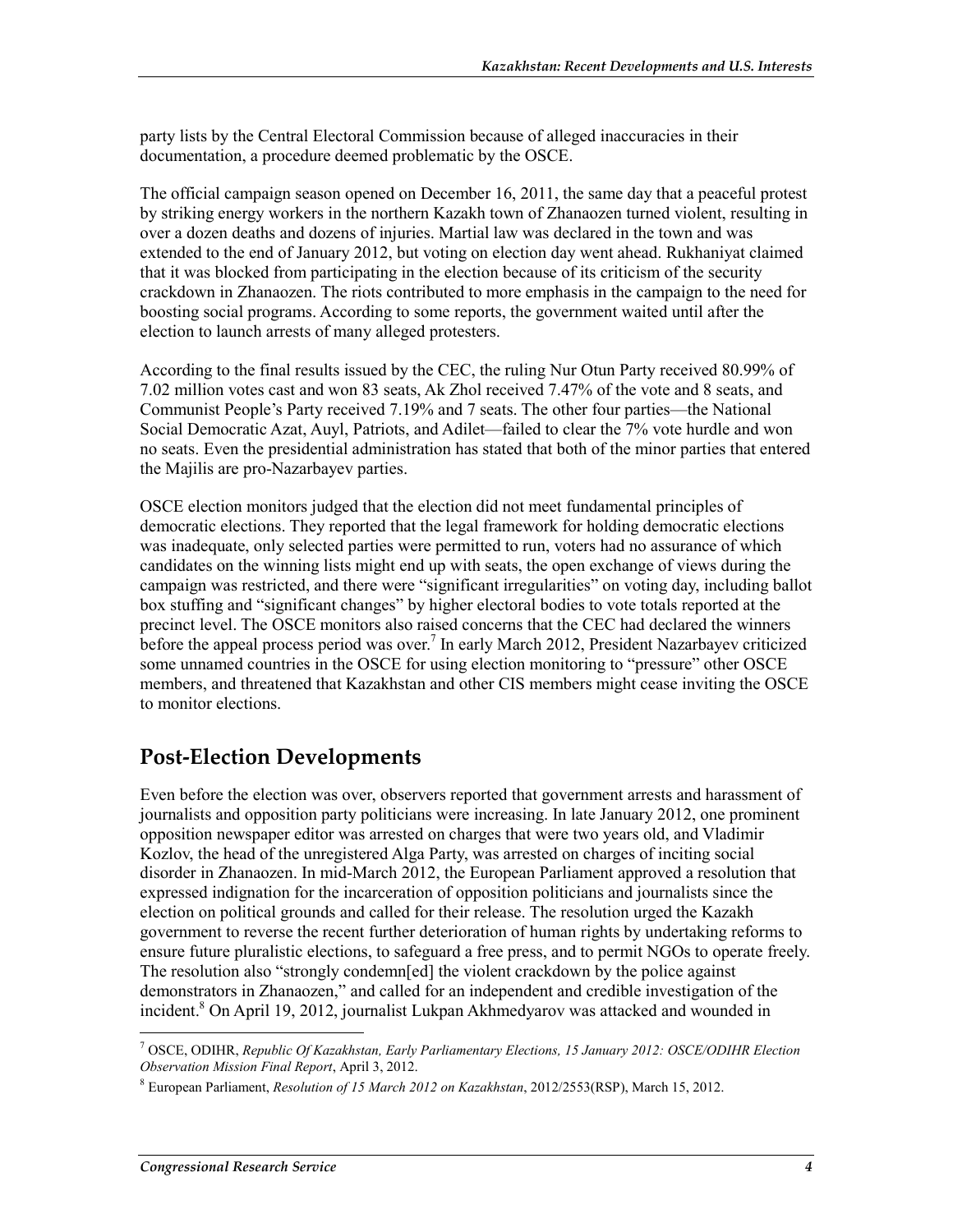party lists by the Central Electoral Commission because of alleged inaccuracies in their documentation, a procedure deemed problematic by the OSCE.

The official campaign season opened on December 16, 2011, the same day that a peaceful protest by striking energy workers in the northern Kazakh town of Zhanaozen turned violent, resulting in over a dozen deaths and dozens of injuries. Martial law was declared in the town and was extended to the end of January 2012, but voting on election day went ahead. Rukhaniyat claimed that it was blocked from participating in the election because of its criticism of the security crackdown in Zhanaozen. The riots contributed to more emphasis in the campaign to the need for boosting social programs. According to some reports, the government waited until after the election to launch arrests of many alleged protesters.

According to the final results issued by the CEC, the ruling Nur Otun Party received 80.99% of 7.02 million votes cast and won 83 seats, Ak Zhol received 7.47% of the vote and 8 seats, and Communist People's Party received 7.19% and 7 seats. The other four parties—the National Social Democratic Azat, Auyl, Patriots, and Adilet—failed to clear the 7% vote hurdle and won no seats. Even the presidential administration has stated that both of the minor parties that entered the Majilis are pro-Nazarbayev parties.

OSCE election monitors judged that the election did not meet fundamental principles of democratic elections. They reported that the legal framework for holding democratic elections was inadequate, only selected parties were permitted to run, voters had no assurance of which candidates on the winning lists might end up with seats, the open exchange of views during the campaign was restricted, and there were "significant irregularities" on voting day, including ballot box stuffing and "significant changes" by higher electoral bodies to vote totals reported at the precinct level. The OSCE monitors also raised concerns that the CEC had declared the winners before the appeal process period was over.[7] In early March 2012, President Nazarbayev criticized some unnamed countries in the OSCE for using election monitoring to "pressure" other OSCE members, and threatened that Kazakhstan and other CIS members might cease inviting the OSCE to monitor elections.

## Post-Election Developments

Even before the election was over, observers reported that government arrests and harassment of journalists and opposition party politicians were increasing. In late January 2012, one prominent opposition newspaper editor was arrested on charges that were two years old, and Vladimir Kozlov, the head of the unregistered Alga Party, was arrested on charges of inciting social disorder in Zhanaozen. In mid-March 2012, the European Parliament approved a resolution that expressed indignation for the incarceration of opposition politicians and journalists since the election on political grounds and called for their release. The resolution urged the Kazakh government to reverse the recent further deterioration of human rights by undertaking reforms to ensure future pluralistic elections, to safeguard a free press, and to permit NGOs to operate freely. The resolution also "strongly condemn[ed] the violent crackdown by the police against demonstrators in Zhanaozen," and called for an independent and credible investigation of the incident.[8] On April 19, 2012, journalist Lukpan Akhmedyarov was attacked and wounded in

---

[7] OSCE, ODIHR, *Republic Of Kazakhstan, Early Parliamentary Elections, 15 January 2012: OSCE/ODIHR Election Observation Mission Final Report*, April 3, 2012.

[8] European Parliament, *Resolution of 15 March 2012 on Kazakhstan*, 2012/2553(RSP), March 15, 2012.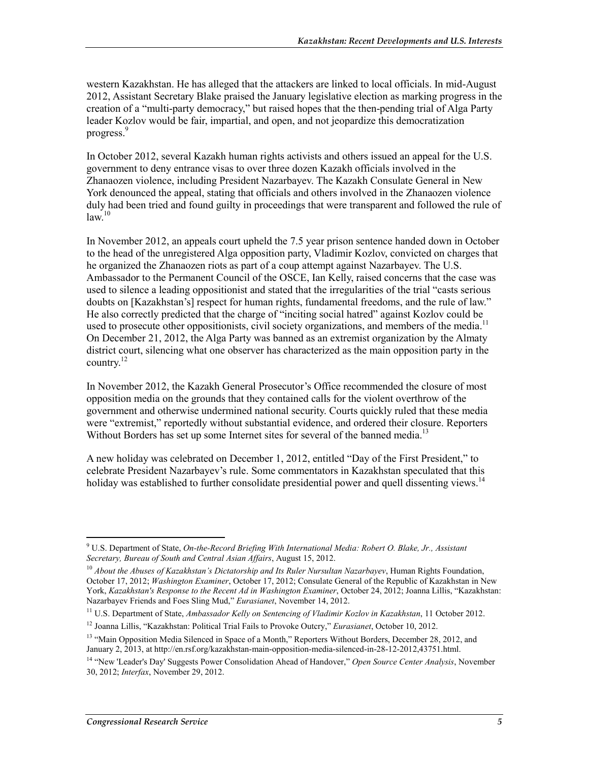western Kazakhstan. He has alleged that the attackers are linked to local officials. In mid-August 2012, Assistant Secretary Blake praised the January legislative election as marking progress in the creation of a "multi-party democracy," but raised hopes that the then-pending trial of Alga Party leader Kozlov would be fair, impartial, and open, and not jeopardize this democratization progress.[9]

In October 2012, several Kazakh human rights activists and others issued an appeal for the U.S. government to deny entrance visas to over three dozen Kazakh officials involved in the Zhanaozen violence, including President Nazarbayev. The Kazakh Consulate General in New York denounced the appeal, stating that officials and others involved in the Zhanaozen violence duly had been tried and found guilty in proceedings that were transparent and followed the rule of law.[10]

In November 2012, an appeals court upheld the 7.5 year prison sentence handed down in October to the head of the unregistered Alga opposition party, Vladimir Kozlov, convicted on charges that he organized the Zhanaozen riots as part of a coup attempt against Nazarbayev. The U.S. Ambassador to the Permanent Council of the OSCE, Ian Kelly, raised concerns that the case was used to silence a leading oppositionist and stated that the irregularities of the trial "casts serious doubts on [Kazakhstan's] respect for human rights, fundamental freedoms, and the rule of law." He also correctly predicted that the charge of "inciting social hatred" against Kozlov could be used to prosecute other oppositionists, civil society organizations, and members of the media.[11] On December 21, 2012, the Alga Party was banned as an extremist organization by the Almaty district court, silencing what one observer has characterized as the main opposition party in the country.[12]

In November 2012, the Kazakh General Prosecutor's Office recommended the closure of most opposition media on the grounds that they contained calls for the violent overthrow of the government and otherwise undermined national security. Courts quickly ruled that these media were "extremist," reportedly without substantial evidence, and ordered their closure. Reporters Without Borders has set up some Internet sites for several of the banned media.[13]

A new holiday was celebrated on December 1, 2012, entitled "Day of the First President," to celebrate President Nazarbayev's rule. Some commentators in Kazakhstan speculated that this holiday was established to further consolidate presidential power and quell dissenting views.[14]

---

[9] U.S. Department of State, *On-the-Record Briefing With International Media: Robert O. Blake, Jr., Assistant Secretary, Bureau of South and Central Asian Affairs*, August 15, 2012.

[10] *About the Abuses of Kazakhstan's Dictatorship and Its Ruler Nursultan Nazarbayev*, Human Rights Foundation, October 17, 2012; *Washington Examiner*, October 17, 2012; Consulate General of the Republic of Kazakhstan in New York, *Kazakhstan's Response to the Recent Ad in Washington Examiner*, October 24, 2012; Joanna Lillis, "Kazakhstan: Nazarbayev Friends and Foes Sling Mud," *Eurasianet*, November 14, 2012.

[11] U.S. Department of State, *Ambassador Kelly on Sentencing of Vladimir Kozlov in Kazakhstan*, 11 October 2012.

[12] Joanna Lillis, "Kazakhstan: Political Trial Fails to Provoke Outcry," *Eurasianet*, October 10, 2012.

[13] "Main Opposition Media Silenced in Space of a Month," Reporters Without Borders, December 28, 2012, and January 2, 2013, at http://en.rsf.org/kazakhstan-main-opposition-media-silenced-in-28-12-2012,43751.html.

[14] "New 'Leader's Day' Suggests Power Consolidation Ahead of Handover," *Open Source Center Analysis*, November 30, 2012; *Interfax*, November 29, 2012.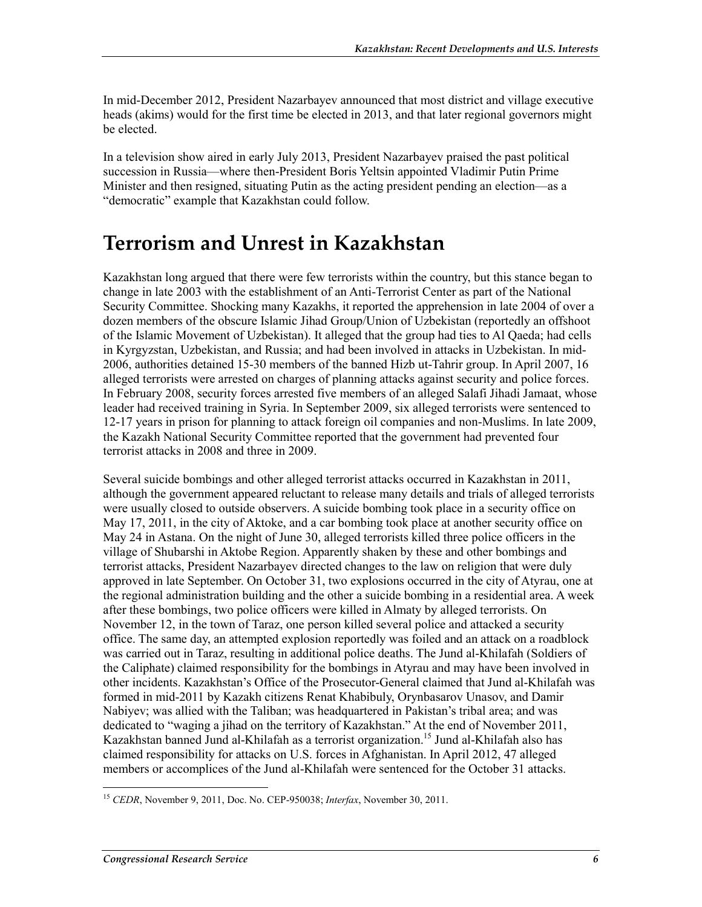In mid-December 2012, President Nazarbayev announced that most district and village executive heads (akims) would for the first time be elected in 2013, and that later regional governors might be elected.

In a television show aired in early July 2013, President Nazarbayev praised the past political succession in Russia—where then-President Boris Yeltsin appointed Vladimir Putin Prime Minister and then resigned, situating Putin as the acting president pending an election—as a "democratic" example that Kazakhstan could follow.

# Terrorism and Unrest in Kazakhstan

Kazakhstan long argued that there were few terrorists within the country, but this stance began to change in late 2003 with the establishment of an Anti-Terrorist Center as part of the National Security Committee. Shocking many Kazakhs, it reported the apprehension in late 2004 of over a dozen members of the obscure Islamic Jihad Group/Union of Uzbekistan (reportedly an offshoot of the Islamic Movement of Uzbekistan). It alleged that the group had ties to Al Qaeda; had cells in Kyrgyzstan, Uzbekistan, and Russia; and had been involved in attacks in Uzbekistan. In mid-2006, authorities detained 15-30 members of the banned Hizb ut-Tahrir group. In April 2007, 16 alleged terrorists were arrested on charges of planning attacks against security and police forces. In February 2008, security forces arrested five members of an alleged Salafi Jihadi Jamaat, whose leader had received training in Syria. In September 2009, six alleged terrorists were sentenced to 12-17 years in prison for planning to attack foreign oil companies and non-Muslims. In late 2009, the Kazakh National Security Committee reported that the government had prevented four terrorist attacks in 2008 and three in 2009.

Several suicide bombings and other alleged terrorist attacks occurred in Kazakhstan in 2011, although the government appeared reluctant to release many details and trials of alleged terrorists were usually closed to outside observers. A suicide bombing took place in a security office on May 17, 2011, in the city of Aktoke, and a car bombing took place at another security office on May 24 in Astana. On the night of June 30, alleged terrorists killed three police officers in the village of Shubarshi in Aktobe Region. Apparently shaken by these and other bombings and terrorist attacks, President Nazarbayev directed changes to the law on religion that were duly approved in late September. On October 31, two explosions occurred in the city of Atyrau, one at the regional administration building and the other a suicide bombing in a residential area. A week after these bombings, two police officers were killed in Almaty by alleged terrorists. On November 12, in the town of Taraz, one person killed several police and attacked a security office. The same day, an attempted explosion reportedly was foiled and an attack on a roadblock was carried out in Taraz, resulting in additional police deaths. The Jund al-Khilafah (Soldiers of the Caliphate) claimed responsibility for the bombings in Atyrau and may have been involved in other incidents. Kazakhstan's Office of the Prosecutor-General claimed that Jund al-Khilafah was formed in mid-2011 by Kazakh citizens Renat Khabibuly, Orynbasarov Unasov, and Damir Nabiyev; was allied with the Taliban; was headquartered in Pakistan's tribal area; and was dedicated to "waging a jihad on the territory of Kazakhstan." At the end of November 2011, Kazakhstan banned Jund al-Khilafah as a terrorist organization.[15] Jund al-Khilafah also has claimed responsibility for attacks on U.S. forces in Afghanistan. In April 2012, 47 alleged members or accomplices of the Jund al-Khilafah were sentenced for the October 31 attacks.

---

[15] *CEDR*, November 9, 2011, Doc. No. CEP-950038; *Interfax*, November 30, 2011.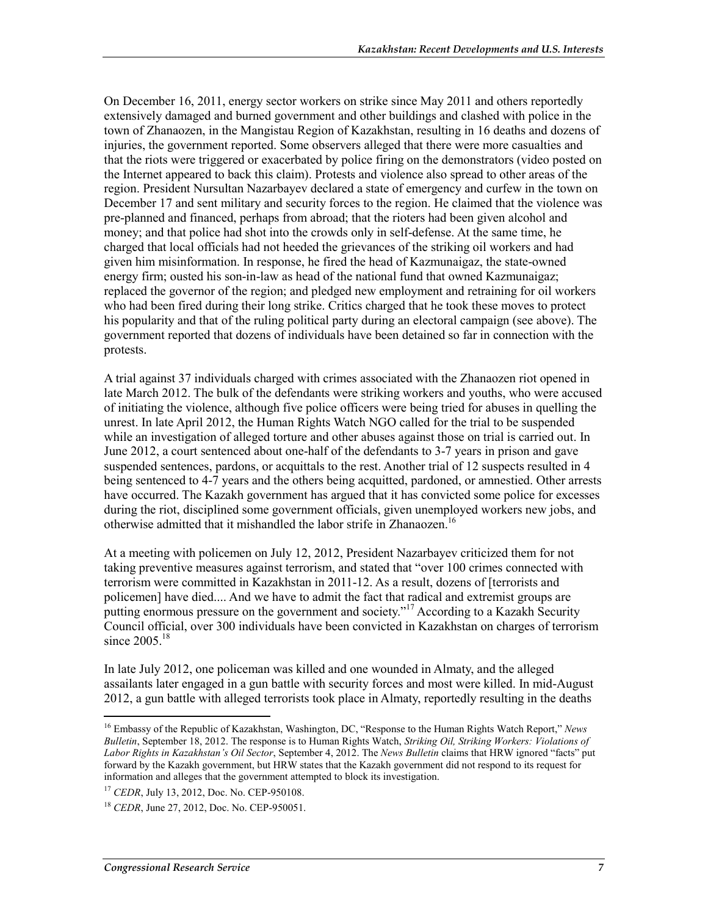On December 16, 2011, energy sector workers on strike since May 2011 and others reportedly extensively damaged and burned government and other buildings and clashed with police in the town of Zhanaozen, in the Mangistau Region of Kazakhstan, resulting in 16 deaths and dozens of injuries, the government reported. Some observers alleged that there were more casualties and that the riots were triggered or exacerbated by police firing on the demonstrators (video posted on the Internet appeared to back this claim). Protests and violence also spread to other areas of the region. President Nursultan Nazarbayev declared a state of emergency and curfew in the town on December 17 and sent military and security forces to the region. He claimed that the violence was pre-planned and financed, perhaps from abroad; that the rioters had been given alcohol and money; and that police had shot into the crowds only in self-defense. At the same time, he charged that local officials had not heeded the grievances of the striking oil workers and had given him misinformation. In response, he fired the head of Kazmunaigaz, the state-owned energy firm; ousted his son-in-law as head of the national fund that owned Kazmunaigaz; replaced the governor of the region; and pledged new employment and retraining for oil workers who had been fired during their long strike. Critics charged that he took these moves to protect his popularity and that of the ruling political party during an electoral campaign (see above). The government reported that dozens of individuals have been detained so far in connection with the protests.

A trial against 37 individuals charged with crimes associated with the Zhanaozen riot opened in late March 2012. The bulk of the defendants were striking workers and youths, who were accused of initiating the violence, although five police officers were being tried for abuses in quelling the unrest. In late April 2012, the Human Rights Watch NGO called for the trial to be suspended while an investigation of alleged torture and other abuses against those on trial is carried out. In June 2012, a court sentenced about one-half of the defendants to 3-7 years in prison and gave suspended sentences, pardons, or acquittals to the rest. Another trial of 12 suspects resulted in 4 being sentenced to 4-7 years and the others being acquitted, pardoned, or amnestied. Other arrests have occurred. The Kazakh government has argued that it has convicted some police for excesses during the riot, disciplined some government officials, given unemployed workers new jobs, and otherwise admitted that it mishandled the labor strife in Zhanaozen.[16]

At a meeting with policemen on July 12, 2012, President Nazarbayev criticized them for not taking preventive measures against terrorism, and stated that "over 100 crimes connected with terrorism were committed in Kazakhstan in 2011-12. As a result, dozens of [terrorists and policemen] have died.... And we have to admit the fact that radical and extremist groups are putting enormous pressure on the government and society."[17] According to a Kazakh Security Council official, over 300 individuals have been convicted in Kazakhstan on charges of terrorism since 2005.[18]

In late July 2012, one policeman was killed and one wounded in Almaty, and the alleged assailants later engaged in a gun battle with security forces and most were killed. In mid-August 2012, a gun battle with alleged terrorists took place in Almaty, reportedly resulting in the deaths

---

[16] Embassy of the Republic of Kazakhstan, Washington, DC, "Response to the Human Rights Watch Report," *News Bulletin*, September 18, 2012. The response is to Human Rights Watch, *Striking Oil, Striking Workers: Violations of Labor Rights in Kazakhstan's Oil Sector*, September 4, 2012. The *News Bulletin* claims that HRW ignored "facts" put forward by the Kazakh government, but HRW states that the Kazakh government did not respond to its request for information and alleges that the government attempted to block its investigation.

[17] *CEDR*, July 13, 2012, Doc. No. CEP-950108.

[18] *CEDR*, June 27, 2012, Doc. No. CEP-950051.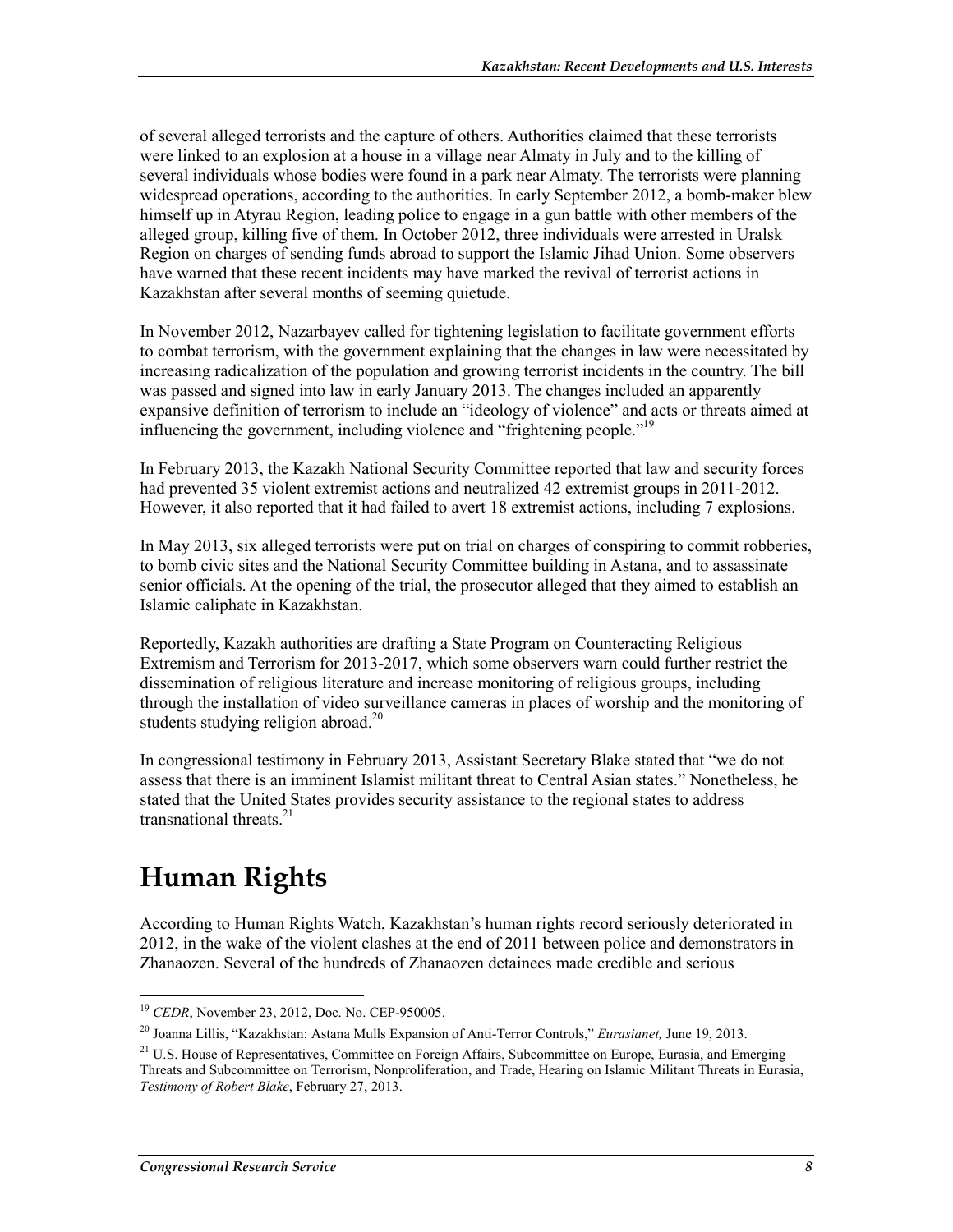of several alleged terrorists and the capture of others. Authorities claimed that these terrorists were linked to an explosion at a house in a village near Almaty in July and to the killing of several individuals whose bodies were found in a park near Almaty. The terrorists were planning widespread operations, according to the authorities. In early September 2012, a bomb-maker blew himself up in Atyrau Region, leading police to engage in a gun battle with other members of the alleged group, killing five of them. In October 2012, three individuals were arrested in Uralsk Region on charges of sending funds abroad to support the Islamic Jihad Union. Some observers have warned that these recent incidents may have marked the revival of terrorist actions in Kazakhstan after several months of seeming quietude.

In November 2012, Nazarbayev called for tightening legislation to facilitate government efforts to combat terrorism, with the government explaining that the changes in law were necessitated by increasing radicalization of the population and growing terrorist incidents in the country. The bill was passed and signed into law in early January 2013. The changes included an apparently expansive definition of terrorism to include an "ideology of violence" and acts or threats aimed at influencing the government, including violence and "frightening people."[19]

In February 2013, the Kazakh National Security Committee reported that law and security forces had prevented 35 violent extremist actions and neutralized 42 extremist groups in 2011-2012. However, it also reported that it had failed to avert 18 extremist actions, including 7 explosions.

In May 2013, six alleged terrorists were put on trial on charges of conspiring to commit robberies, to bomb civic sites and the National Security Committee building in Astana, and to assassinate senior officials. At the opening of the trial, the prosecutor alleged that they aimed to establish an Islamic caliphate in Kazakhstan.

Reportedly, Kazakh authorities are drafting a State Program on Counteracting Religious Extremism and Terrorism for 2013-2017, which some observers warn could further restrict the dissemination of religious literature and increase monitoring of religious groups, including through the installation of video surveillance cameras in places of worship and the monitoring of students studying religion abroad.[20]

In congressional testimony in February 2013, Assistant Secretary Blake stated that "we do not assess that there is an imminent Islamist militant threat to Central Asian states." Nonetheless, he stated that the United States provides security assistance to the regional states to address transnational threats.[21]

# Human Rights

According to Human Rights Watch, Kazakhstan's human rights record seriously deteriorated in 2012, in the wake of the violent clashes at the end of 2011 between police and demonstrators in Zhanaozen. Several of the hundreds of Zhanaozen detainees made credible and serious

---

[19] *CEDR*, November 23, 2012, Doc. No. CEP-950005.

[20] Joanna Lillis, "Kazakhstan: Astana Mulls Expansion of Anti-Terror Controls," *Eurasianet,* June 19, 2013.

[21] U.S. House of Representatives, Committee on Foreign Affairs, Subcommittee on Europe, Eurasia, and Emerging Threats and Subcommittee on Terrorism, Nonproliferation, and Trade, Hearing on Islamic Militant Threats in Eurasia, *Testimony of Robert Blake*, February 27, 2013.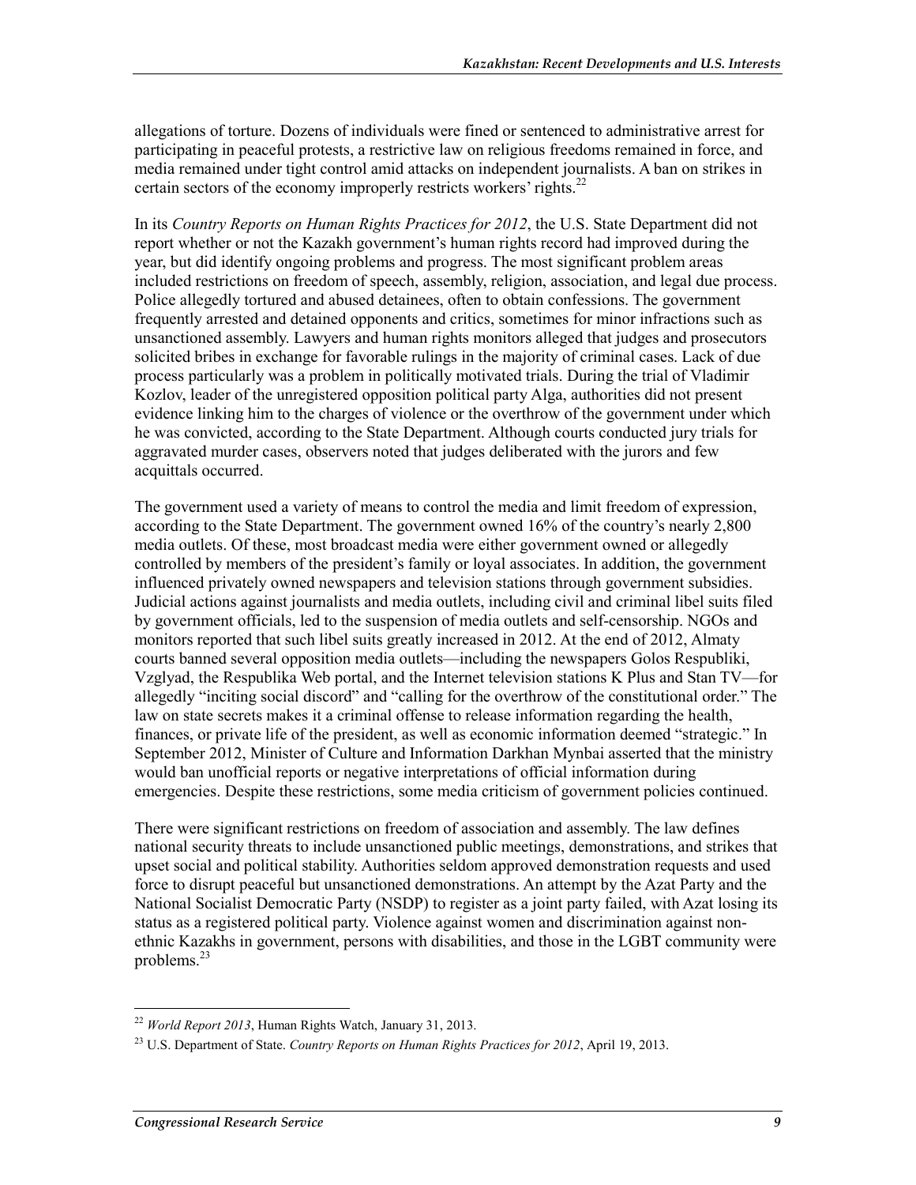allegations of torture. Dozens of individuals were fined or sentenced to administrative arrest for participating in peaceful protests, a restrictive law on religious freedoms remained in force, and media remained under tight control amid attacks on independent journalists. A ban on strikes in certain sectors of the economy improperly restricts workers' rights.[22]

In its *Country Reports on Human Rights Practices for 2012*, the U.S. State Department did not report whether or not the Kazakh government's human rights record had improved during the year, but did identify ongoing problems and progress. The most significant problem areas included restrictions on freedom of speech, assembly, religion, association, and legal due process. Police allegedly tortured and abused detainees, often to obtain confessions. The government frequently arrested and detained opponents and critics, sometimes for minor infractions such as unsanctioned assembly. Lawyers and human rights monitors alleged that judges and prosecutors solicited bribes in exchange for favorable rulings in the majority of criminal cases. Lack of due process particularly was a problem in politically motivated trials. During the trial of Vladimir Kozlov, leader of the unregistered opposition political party Alga, authorities did not present evidence linking him to the charges of violence or the overthrow of the government under which he was convicted, according to the State Department. Although courts conducted jury trials for aggravated murder cases, observers noted that judges deliberated with the jurors and few acquittals occurred.

The government used a variety of means to control the media and limit freedom of expression, according to the State Department. The government owned 16% of the country's nearly 2,800 media outlets. Of these, most broadcast media were either government owned or allegedly controlled by members of the president's family or loyal associates. In addition, the government influenced privately owned newspapers and television stations through government subsidies. Judicial actions against journalists and media outlets, including civil and criminal libel suits filed by government officials, led to the suspension of media outlets and self-censorship. NGOs and monitors reported that such libel suits greatly increased in 2012. At the end of 2012, Almaty courts banned several opposition media outlets—including the newspapers Golos Respubliki, Vzglyad, the Respublika Web portal, and the Internet television stations K Plus and Stan TV—for allegedly "inciting social discord" and "calling for the overthrow of the constitutional order." The law on state secrets makes it a criminal offense to release information regarding the health, finances, or private life of the president, as well as economic information deemed "strategic." In September 2012, Minister of Culture and Information Darkhan Mynbai asserted that the ministry would ban unofficial reports or negative interpretations of official information during emergencies. Despite these restrictions, some media criticism of government policies continued.

There were significant restrictions on freedom of association and assembly. The law defines national security threats to include unsanctioned public meetings, demonstrations, and strikes that upset social and political stability. Authorities seldom approved demonstration requests and used force to disrupt peaceful but unsanctioned demonstrations. An attempt by the Azat Party and the National Socialist Democratic Party (NSDP) to register as a joint party failed, with Azat losing its status as a registered political party. Violence against women and discrimination against non-ethnic Kazakhs in government, persons with disabilities, and those in the LGBT community were problems.[23]

---

[22] *World Report 2013*, Human Rights Watch, January 31, 2013.

[23] U.S. Department of State. *Country Reports on Human Rights Practices for 2012*, April 19, 2013.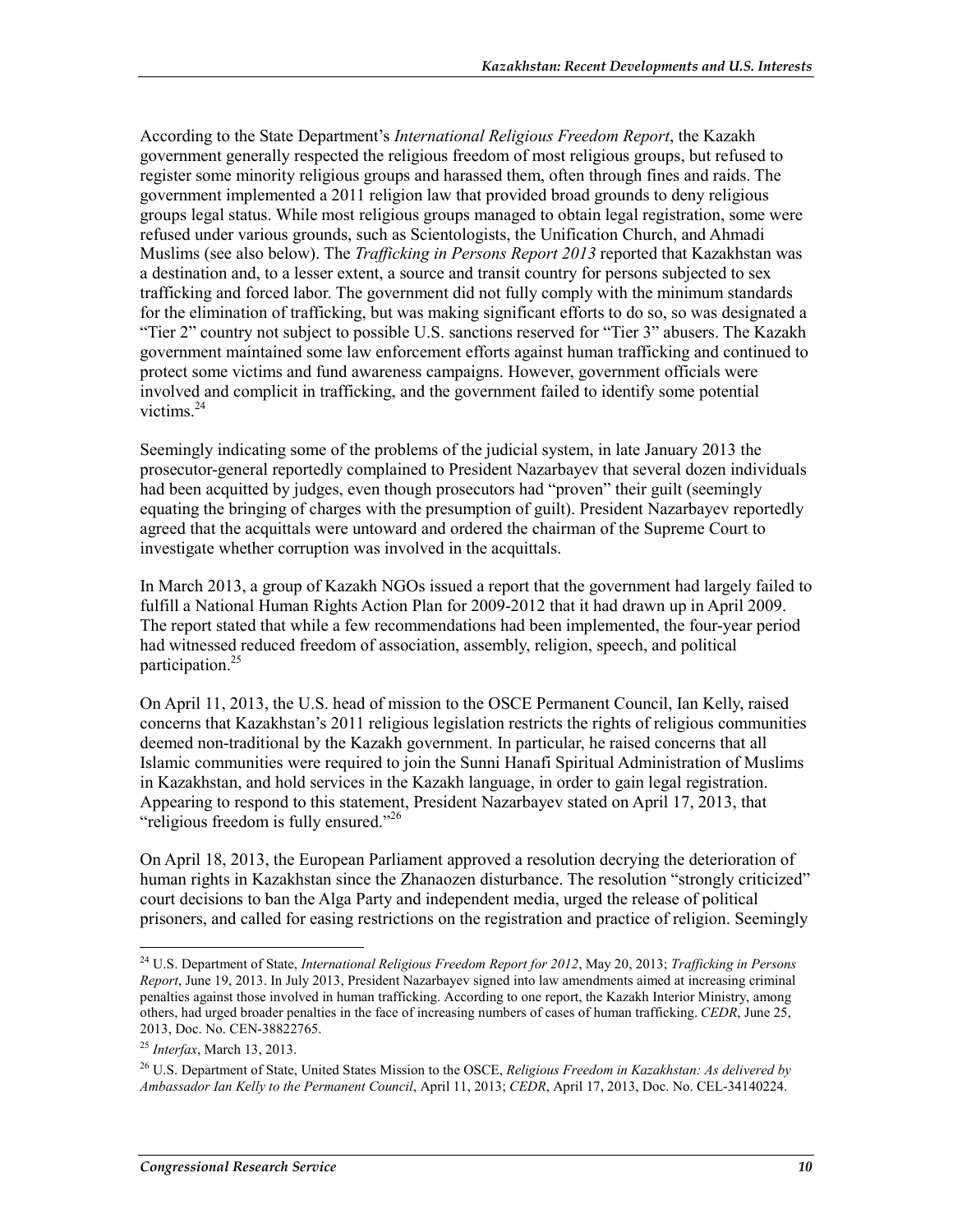According to the State Department's *International Religious Freedom Report*, the Kazakh government generally respected the religious freedom of most religious groups, but refused to register some minority religious groups and harassed them, often through fines and raids. The government implemented a 2011 religion law that provided broad grounds to deny religious groups legal status. While most religious groups managed to obtain legal registration, some were refused under various grounds, such as Scientologists, the Unification Church, and Ahmadi Muslims (see also below). The *Trafficking in Persons Report 2013* reported that Kazakhstan was a destination and, to a lesser extent, a source and transit country for persons subjected to sex trafficking and forced labor. The government did not fully comply with the minimum standards for the elimination of trafficking, but was making significant efforts to do so, so was designated a "Tier 2" country not subject to possible U.S. sanctions reserved for "Tier 3" abusers. The Kazakh government maintained some law enforcement efforts against human trafficking and continued to protect some victims and fund awareness campaigns. However, government officials were involved and complicit in trafficking, and the government failed to identify some potential victims.[24]

Seemingly indicating some of the problems of the judicial system, in late January 2013 the prosecutor-general reportedly complained to President Nazarbayev that several dozen individuals had been acquitted by judges, even though prosecutors had "proven" their guilt (seemingly equating the bringing of charges with the presumption of guilt). President Nazarbayev reportedly agreed that the acquittals were untoward and ordered the chairman of the Supreme Court to investigate whether corruption was involved in the acquittals.

In March 2013, a group of Kazakh NGOs issued a report that the government had largely failed to fulfill a National Human Rights Action Plan for 2009-2012 that it had drawn up in April 2009. The report stated that while a few recommendations had been implemented, the four-year period had witnessed reduced freedom of association, assembly, religion, speech, and political participation.[25]

On April 11, 2013, the U.S. head of mission to the OSCE Permanent Council, Ian Kelly, raised concerns that Kazakhstan's 2011 religious legislation restricts the rights of religious communities deemed non-traditional by the Kazakh government. In particular, he raised concerns that all Islamic communities were required to join the Sunni Hanafi Spiritual Administration of Muslims in Kazakhstan, and hold services in the Kazakh language, in order to gain legal registration. Appearing to respond to this statement, President Nazarbayev stated on April 17, 2013, that "religious freedom is fully ensured."[26]

On April 18, 2013, the European Parliament approved a resolution decrying the deterioration of human rights in Kazakhstan since the Zhanaozen disturbance. The resolution "strongly criticized" court decisions to ban the Alga Party and independent media, urged the release of political prisoners, and called for easing restrictions on the registration and practice of religion. Seemingly

---

[24] U.S. Department of State, *International Religious Freedom Report for 2012*, May 20, 2013; *Trafficking in Persons Report*, June 19, 2013. In July 2013, President Nazarbayev signed into law amendments aimed at increasing criminal penalties against those involved in human trafficking. According to one report, the Kazakh Interior Ministry, among others, had urged broader penalties in the face of increasing numbers of cases of human trafficking. *CEDR*, June 25, 2013, Doc. No. CEN-38822765.

[25] *Interfax*, March 13, 2013.

[26] U.S. Department of State, United States Mission to the OSCE, *Religious Freedom in Kazakhstan: As delivered by Ambassador Ian Kelly to the Permanent Council*, April 11, 2013; *CEDR*, April 17, 2013, Doc. No. CEL-34140224.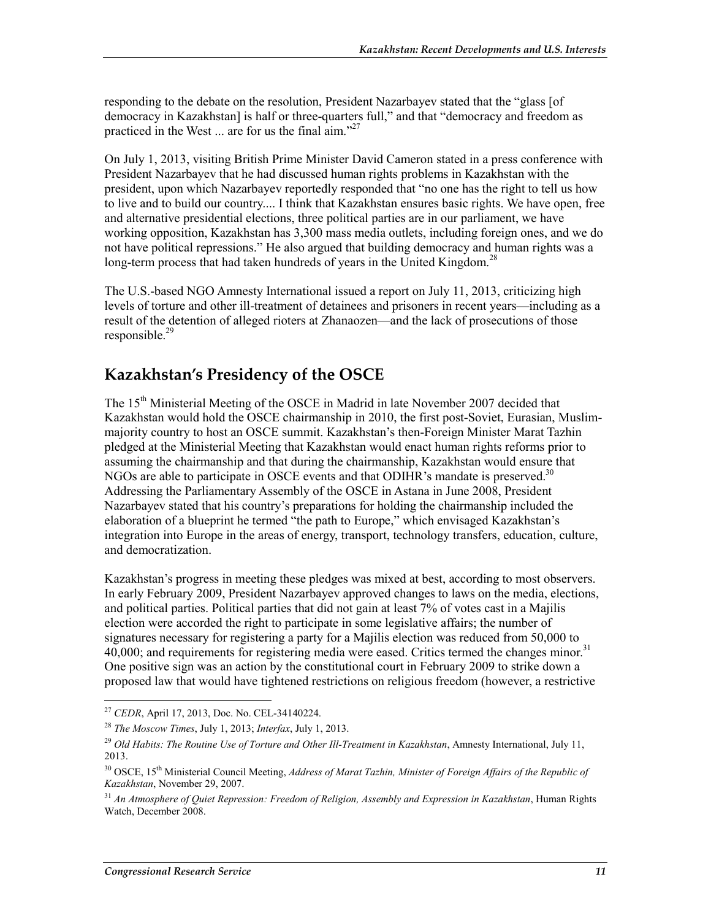responding to the debate on the resolution, President Nazarbayev stated that the "glass [of democracy in Kazakhstan] is half or three-quarters full," and that "democracy and freedom as practiced in the West ... are for us the final aim."[27]

On July 1, 2013, visiting British Prime Minister David Cameron stated in a press conference with President Nazarbayev that he had discussed human rights problems in Kazakhstan with the president, upon which Nazarbayev reportedly responded that "no one has the right to tell us how to live and to build our country.... I think that Kazakhstan ensures basic rights. We have open, free and alternative presidential elections, three political parties are in our parliament, we have working opposition, Kazakhstan has 3,300 mass media outlets, including foreign ones, and we do not have political repressions." He also argued that building democracy and human rights was a long-term process that had taken hundreds of years in the United Kingdom.[28]

The U.S.-based NGO Amnesty International issued a report on July 11, 2013, criticizing high levels of torture and other ill-treatment of detainees and prisoners in recent years—including as a result of the detention of alleged rioters at Zhanaozen—and the lack of prosecutions of those responsible.[29]

## Kazakhstan's Presidency of the OSCE

The 15th Ministerial Meeting of the OSCE in Madrid in late November 2007 decided that Kazakhstan would hold the OSCE chairmanship in 2010, the first post-Soviet, Eurasian, Muslim-majority country to host an OSCE summit. Kazakhstan's then-Foreign Minister Marat Tazhin pledged at the Ministerial Meeting that Kazakhstan would enact human rights reforms prior to assuming the chairmanship and that during the chairmanship, Kazakhstan would ensure that NGOs are able to participate in OSCE events and that ODIHR's mandate is preserved.[30] Addressing the Parliamentary Assembly of the OSCE in Astana in June 2008, President Nazarbayev stated that his country's preparations for holding the chairmanship included the elaboration of a blueprint he termed "the path to Europe," which envisaged Kazakhstan's integration into Europe in the areas of energy, transport, technology transfers, education, culture, and democratization.

Kazakhstan's progress in meeting these pledges was mixed at best, according to most observers. In early February 2009, President Nazarbayev approved changes to laws on the media, elections, and political parties. Political parties that did not gain at least 7% of votes cast in a Majilis election were accorded the right to participate in some legislative affairs; the number of signatures necessary for registering a party for a Majilis election was reduced from 50,000 to 40,000; and requirements for registering media were eased. Critics termed the changes minor.[31] One positive sign was an action by the constitutional court in February 2009 to strike down a proposed law that would have tightened restrictions on religious freedom (however, a restrictive

---

[27] *CEDR*, April 17, 2013, Doc. No. CEL-34140224.

[28] *The Moscow Times*, July 1, 2013; *Interfax*, July 1, 2013.

[29] *Old Habits: The Routine Use of Torture and Other Ill-Treatment in Kazakhstan*, Amnesty International, July 11, 2013.

[30] OSCE, 15th Ministerial Council Meeting, *Address of Marat Tazhin, Minister of Foreign Affairs of the Republic of Kazakhstan*, November 29, 2007.

[31] *An Atmosphere of Quiet Repression: Freedom of Religion, Assembly and Expression in Kazakhstan*, Human Rights Watch, December 2008.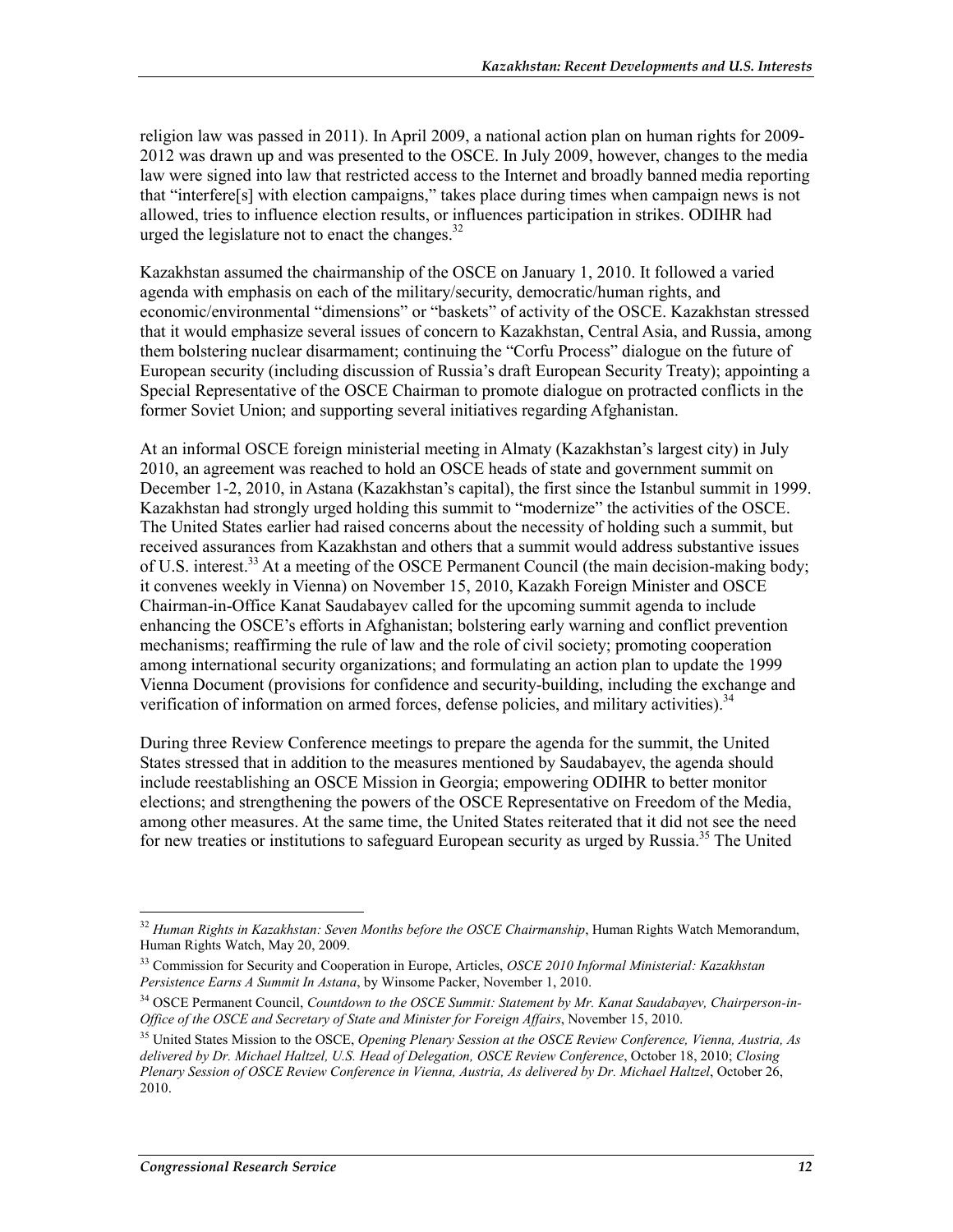religion law was passed in 2011). In April 2009, a national action plan on human rights for 2009-2012 was drawn up and was presented to the OSCE. In July 2009, however, changes to the media law were signed into law that restricted access to the Internet and broadly banned media reporting that "interfere[s] with election campaigns," takes place during times when campaign news is not allowed, tries to influence election results, or influences participation in strikes. ODIHR had urged the legislature not to enact the changes.[32]

Kazakhstan assumed the chairmanship of the OSCE on January 1, 2010. It followed a varied agenda with emphasis on each of the military/security, democratic/human rights, and economic/environmental "dimensions" or "baskets" of activity of the OSCE. Kazakhstan stressed that it would emphasize several issues of concern to Kazakhstan, Central Asia, and Russia, among them bolstering nuclear disarmament; continuing the "Corfu Process" dialogue on the future of European security (including discussion of Russia's draft European Security Treaty); appointing a Special Representative of the OSCE Chairman to promote dialogue on protracted conflicts in the former Soviet Union; and supporting several initiatives regarding Afghanistan.

At an informal OSCE foreign ministerial meeting in Almaty (Kazakhstan's largest city) in July 2010, an agreement was reached to hold an OSCE heads of state and government summit on December 1-2, 2010, in Astana (Kazakhstan's capital), the first since the Istanbul summit in 1999. Kazakhstan had strongly urged holding this summit to "modernize" the activities of the OSCE. The United States earlier had raised concerns about the necessity of holding such a summit, but received assurances from Kazakhstan and others that a summit would address substantive issues of U.S. interest.[33] At a meeting of the OSCE Permanent Council (the main decision-making body; it convenes weekly in Vienna) on November 15, 2010, Kazakh Foreign Minister and OSCE Chairman-in-Office Kanat Saudabayev called for the upcoming summit agenda to include enhancing the OSCE's efforts in Afghanistan; bolstering early warning and conflict prevention mechanisms; reaffirming the rule of law and the role of civil society; promoting cooperation among international security organizations; and formulating an action plan to update the 1999 Vienna Document (provisions for confidence and security-building, including the exchange and verification of information on armed forces, defense policies, and military activities).[34]

During three Review Conference meetings to prepare the agenda for the summit, the United States stressed that in addition to the measures mentioned by Saudabayev, the agenda should include reestablishing an OSCE Mission in Georgia; empowering ODIHR to better monitor elections; and strengthening the powers of the OSCE Representative on Freedom of the Media, among other measures. At the same time, the United States reiterated that it did not see the need for new treaties or institutions to safeguard European security as urged by Russia.[35] The United

---

[32] *Human Rights in Kazakhstan: Seven Months before the OSCE Chairmanship*, Human Rights Watch Memorandum, Human Rights Watch, May 20, 2009.

[33] Commission for Security and Cooperation in Europe, Articles, *OSCE 2010 Informal Ministerial: Kazakhstan Persistence Earns A Summit In Astana*, by Winsome Packer, November 1, 2010.

[34] OSCE Permanent Council, *Countdown to the OSCE Summit: Statement by Mr. Kanat Saudabayev, Chairperson-in-Office of the OSCE and Secretary of State and Minister for Foreign Affairs*, November 15, 2010.

[35] United States Mission to the OSCE, *Opening Plenary Session at the OSCE Review Conference, Vienna, Austria, As delivered by Dr. Michael Haltzel, U.S. Head of Delegation, OSCE Review Conference*, October 18, 2010; *Closing Plenary Session of OSCE Review Conference in Vienna, Austria, As delivered by Dr. Michael Haltzel*, October 26, 2010.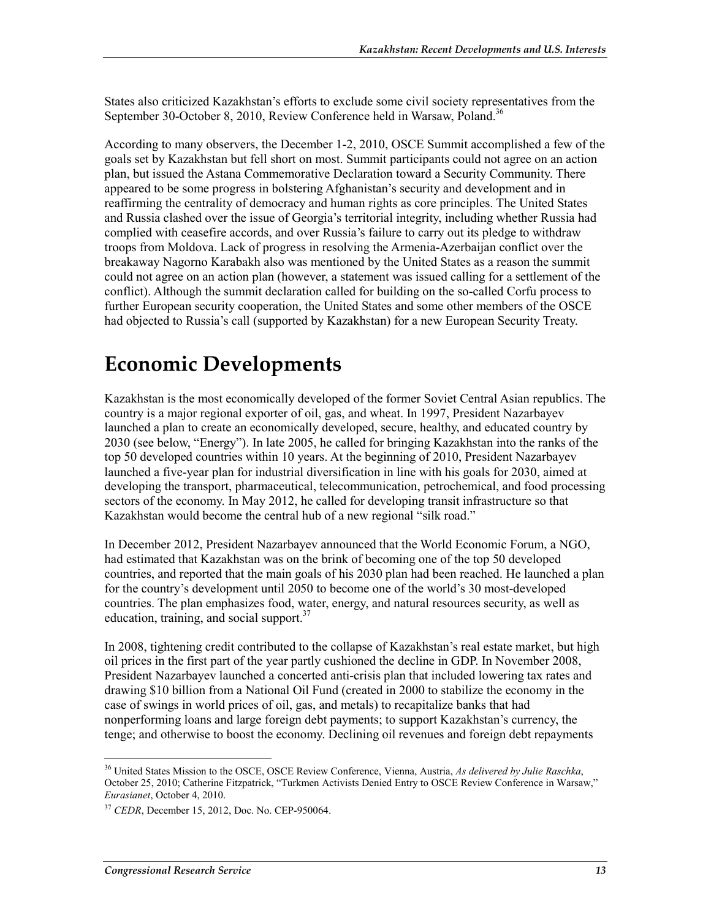States also criticized Kazakhstan's efforts to exclude some civil society representatives from the September 30-October 8, 2010, Review Conference held in Warsaw, Poland.[36]

According to many observers, the December 1-2, 2010, OSCE Summit accomplished a few of the goals set by Kazakhstan but fell short on most. Summit participants could not agree on an action plan, but issued the Astana Commemorative Declaration toward a Security Community. There appeared to be some progress in bolstering Afghanistan's security and development and in reaffirming the centrality of democracy and human rights as core principles. The United States and Russia clashed over the issue of Georgia's territorial integrity, including whether Russia had complied with ceasefire accords, and over Russia's failure to carry out its pledge to withdraw troops from Moldova. Lack of progress in resolving the Armenia-Azerbaijan conflict over the breakaway Nagorno Karabakh also was mentioned by the United States as a reason the summit could not agree on an action plan (however, a statement was issued calling for a settlement of the conflict). Although the summit declaration called for building on the so-called Corfu process to further European security cooperation, the United States and some other members of the OSCE had objected to Russia's call (supported by Kazakhstan) for a new European Security Treaty.

# Economic Developments

Kazakhstan is the most economically developed of the former Soviet Central Asian republics. The country is a major regional exporter of oil, gas, and wheat. In 1997, President Nazarbayev launched a plan to create an economically developed, secure, healthy, and educated country by 2030 (see below, "Energy"). In late 2005, he called for bringing Kazakhstan into the ranks of the top 50 developed countries within 10 years. At the beginning of 2010, President Nazarbayev launched a five-year plan for industrial diversification in line with his goals for 2030, aimed at developing the transport, pharmaceutical, telecommunication, petrochemical, and food processing sectors of the economy. In May 2012, he called for developing transit infrastructure so that Kazakhstan would become the central hub of a new regional "silk road."

In December 2012, President Nazarbayev announced that the World Economic Forum, a NGO, had estimated that Kazakhstan was on the brink of becoming one of the top 50 developed countries, and reported that the main goals of his 2030 plan had been reached. He launched a plan for the country's development until 2050 to become one of the world's 30 most-developed countries. The plan emphasizes food, water, energy, and natural resources security, as well as education, training, and social support.[37]

In 2008, tightening credit contributed to the collapse of Kazakhstan's real estate market, but high oil prices in the first part of the year partly cushioned the decline in GDP. In November 2008, President Nazarbayev launched a concerted anti-crisis plan that included lowering tax rates and drawing $10 billion from a National Oil Fund (created in 2000 to stabilize the economy in the case of swings in world prices of oil, gas, and metals) to recapitalize banks that had nonperforming loans and large foreign debt payments; to support Kazakhstan's currency, the tenge; and otherwise to boost the economy. Declining oil revenues and foreign debt repayments

---

[36] United States Mission to the OSCE, OSCE Review Conference, Vienna, Austria, *As delivered by Julie Raschka*, October 25, 2010; Catherine Fitzpatrick, "Turkmen Activists Denied Entry to OSCE Review Conference in Warsaw," *Eurasianet*, October 4, 2010.

[37] *CEDR*, December 15, 2012, Doc. No. CEP-950064.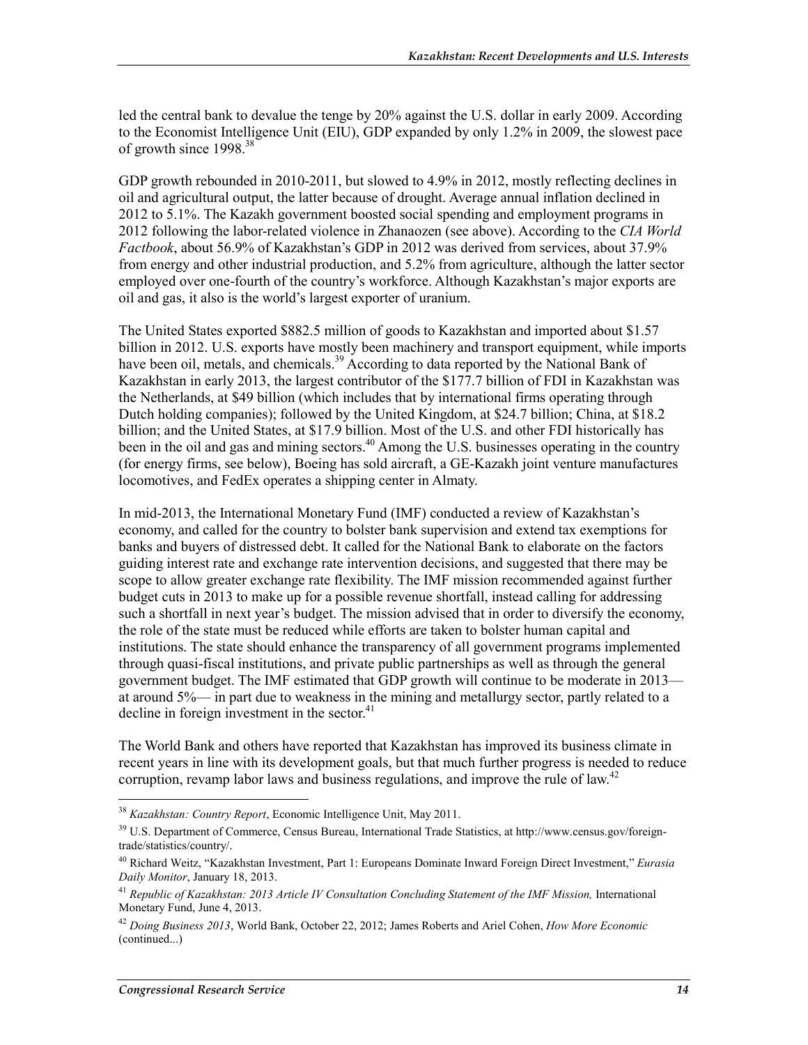led the central bank to devalue the tenge by 20% against the U.S. dollar in early 2009. According to the Economist Intelligence Unit (EIU), GDP expanded by only 1.2% in 2009, the slowest pace of growth since 1998.[38]

GDP growth rebounded in 2010-2011, but slowed to 4.9% in 2012, mostly reflecting declines in oil and agricultural output, the latter because of drought. Average annual inflation declined in 2012 to 5.1%. The Kazakh government boosted social spending and employment programs in 2012 following the labor-related violence in Zhanaozen (see above). According to the *CIA World Factbook*, about 56.9% of Kazakhstan's GDP in 2012 was derived from services, about 37.9% from energy and other industrial production, and 5.2% from agriculture, although the latter sector employed over one-fourth of the country's workforce. Although Kazakhstan's major exports are oil and gas, it also is the world's largest exporter of uranium.

The United States exported $882.5 million of goods to Kazakhstan and imported about $1.57 billion in 2012. U.S. exports have mostly been machinery and transport equipment, while imports have been oil, metals, and chemicals.[39] According to data reported by the National Bank of Kazakhstan in early 2013, the largest contributor of the $177.7 billion of FDI in Kazakhstan was the Netherlands, at $49 billion (which includes that by international firms operating through Dutch holding companies); followed by the United Kingdom, at $24.7 billion; China, at $18.2 billion; and the United States, at $17.9 billion. Most of the U.S. and other FDI historically has been in the oil and gas and mining sectors.[40] Among the U.S. businesses operating in the country (for energy firms, see below), Boeing has sold aircraft, a GE-Kazakh joint venture manufactures locomotives, and FedEx operates a shipping center in Almaty.

In mid-2013, the International Monetary Fund (IMF) conducted a review of Kazakhstan's economy, and called for the country to bolster bank supervision and extend tax exemptions for banks and buyers of distressed debt. It called for the National Bank to elaborate on the factors guiding interest rate and exchange rate intervention decisions, and suggested that there may be scope to allow greater exchange rate flexibility. The IMF mission recommended against further budget cuts in 2013 to make up for a possible revenue shortfall, instead calling for addressing such a shortfall in next year's budget. The mission advised that in order to diversify the economy, the role of the state must be reduced while efforts are taken to bolster human capital and institutions. The state should enhance the transparency of all government programs implemented through quasi-fiscal institutions, and private public partnerships as well as through the general government budget. The IMF estimated that GDP growth will continue to be moderate in 2013—at around 5%— in part due to weakness in the mining and metallurgy sector, partly related to a decline in foreign investment in the sector.[41]

The World Bank and others have reported that Kazakhstan has improved its business climate in recent years in line with its development goals, but that much further progress is needed to reduce corruption, revamp labor laws and business regulations, and improve the rule of law.[42]

---

[38] *Kazakhstan: Country Report*, Economic Intelligence Unit, May 2011.

[39] U.S. Department of Commerce, Census Bureau, International Trade Statistics, at http://www.census.gov/foreign-trade/statistics/country/.

[40] Richard Weitz, "Kazakhstan Investment, Part 1: Europeans Dominate Inward Foreign Direct Investment," *Eurasia Daily Monitor*, January 18, 2013.

[41] *Republic of Kazakhstan: 2013 Article IV Consultation Concluding Statement of the IMF Mission,* International Monetary Fund, June 4, 2013.

[42] *Doing Business 2013*, World Bank, October 22, 2012; James Roberts and Ariel Cohen, *How More Economic* (continued...)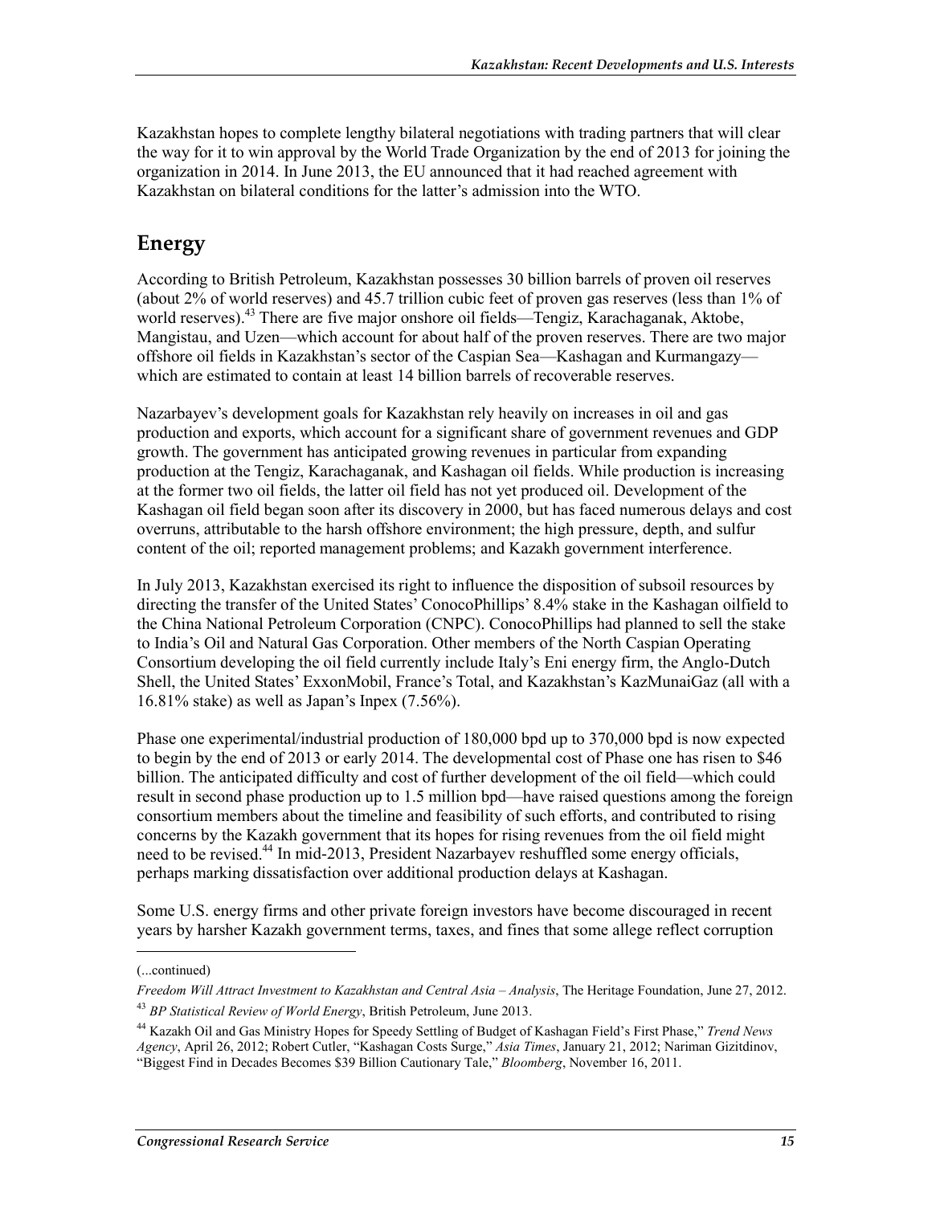Kazakhstan hopes to complete lengthy bilateral negotiations with trading partners that will clear the way for it to win approval by the World Trade Organization by the end of 2013 for joining the organization in 2014. In June 2013, the EU announced that it had reached agreement with Kazakhstan on bilateral conditions for the latter's admission into the WTO.

## Energy

According to British Petroleum, Kazakhstan possesses 30 billion barrels of proven oil reserves (about 2% of world reserves) and 45.7 trillion cubic feet of proven gas reserves (less than 1% of world reserves).[43] There are five major onshore oil fields—Tengiz, Karachaganak, Aktobe, Mangistau, and Uzen—which account for about half of the proven reserves. There are two major offshore oil fields in Kazakhstan's sector of the Caspian Sea—Kashagan and Kurmangazy—which are estimated to contain at least 14 billion barrels of recoverable reserves.

Nazarbayev's development goals for Kazakhstan rely heavily on increases in oil and gas production and exports, which account for a significant share of government revenues and GDP growth. The government has anticipated growing revenues in particular from expanding production at the Tengiz, Karachaganak, and Kashagan oil fields. While production is increasing at the former two oil fields, the latter oil field has not yet produced oil. Development of the Kashagan oil field began soon after its discovery in 2000, but has faced numerous delays and cost overruns, attributable to the harsh offshore environment; the high pressure, depth, and sulfur content of the oil; reported management problems; and Kazakh government interference.

In July 2013, Kazakhstan exercised its right to influence the disposition of subsoil resources by directing the transfer of the United States' ConocoPhillips' 8.4% stake in the Kashagan oilfield to the China National Petroleum Corporation (CNPC). ConocoPhillips had planned to sell the stake to India's Oil and Natural Gas Corporation. Other members of the North Caspian Operating Consortium developing the oil field currently include Italy's Eni energy firm, the Anglo-Dutch Shell, the United States' ExxonMobil, France's Total, and Kazakhstan's KazMunaiGaz (all with a 16.81% stake) as well as Japan's Inpex (7.56%).

Phase one experimental/industrial production of 180,000 bpd up to 370,000 bpd is now expected to begin by the end of 2013 or early 2014. The developmental cost of Phase one has risen to $46 billion. The anticipated difficulty and cost of further development of the oil field—which could result in second phase production up to 1.5 million bpd—have raised questions among the foreign consortium members about the timeline and feasibility of such efforts, and contributed to rising concerns by the Kazakh government that its hopes for rising revenues from the oil field might need to be revised.[44] In mid-2013, President Nazarbayev reshuffled some energy officials, perhaps marking dissatisfaction over additional production delays at Kashagan.

Some U.S. energy firms and other private foreign investors have become discouraged in recent years by harsher Kazakh government terms, taxes, and fines that some allege reflect corruption

---

(...continued)

*Freedom Will Attract Investment to Kazakhstan and Central Asia – Analysis*, The Heritage Foundation, June 27, 2012.

[43] *BP Statistical Review of World Energy*, British Petroleum, June 2013.

[44] Kazakh Oil and Gas Ministry Hopes for Speedy Settling of Budget of Kashagan Field's First Phase," *Trend News Agency*, April 26, 2012; Robert Cutler, "Kashagan Costs Surge," *Asia Times*, January 21, 2012; Nariman Gizitdinov, "Biggest Find in Decades Becomes $39 Billion Cautionary Tale," *Bloomberg*, November 16, 2011.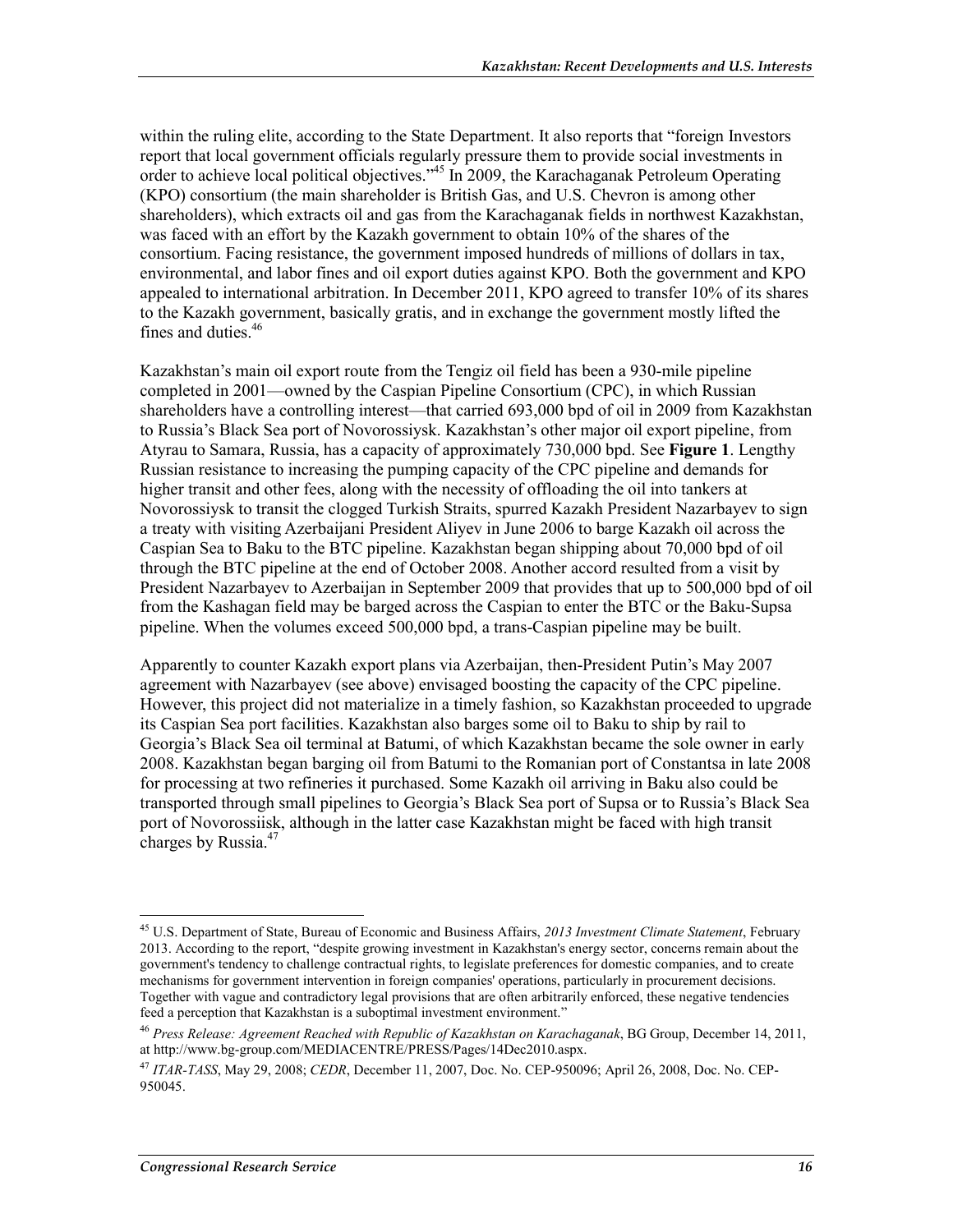within the ruling elite, according to the State Department. It also reports that "foreign Investors report that local government officials regularly pressure them to provide social investments in order to achieve local political objectives."[45] In 2009, the Karachaganak Petroleum Operating (KPO) consortium (the main shareholder is British Gas, and U.S. Chevron is among other shareholders), which extracts oil and gas from the Karachaganak fields in northwest Kazakhstan, was faced with an effort by the Kazakh government to obtain 10% of the shares of the consortium. Facing resistance, the government imposed hundreds of millions of dollars in tax, environmental, and labor fines and oil export duties against KPO. Both the government and KPO appealed to international arbitration. In December 2011, KPO agreed to transfer 10% of its shares to the Kazakh government, basically gratis, and in exchange the government mostly lifted the fines and duties.[46]

Kazakhstan's main oil export route from the Tengiz oil field has been a 930-mile pipeline completed in 2001—owned by the Caspian Pipeline Consortium (CPC), in which Russian shareholders have a controlling interest—that carried 693,000 bpd of oil in 2009 from Kazakhstan to Russia's Black Sea port of Novorossiysk. Kazakhstan's other major oil export pipeline, from Atyrau to Samara, Russia, has a capacity of approximately 730,000 bpd. See **Figure 1**. Lengthy Russian resistance to increasing the pumping capacity of the CPC pipeline and demands for higher transit and other fees, along with the necessity of offloading the oil into tankers at Novorossiysk to transit the clogged Turkish Straits, spurred Kazakh President Nazarbayev to sign a treaty with visiting Azerbaijani President Aliyev in June 2006 to barge Kazakh oil across the Caspian Sea to Baku to the BTC pipeline. Kazakhstan began shipping about 70,000 bpd of oil through the BTC pipeline at the end of October 2008. Another accord resulted from a visit by President Nazarbayev to Azerbaijan in September 2009 that provides that up to 500,000 bpd of oil from the Kashagan field may be barged across the Caspian to enter the BTC or the Baku-Supsa pipeline. When the volumes exceed 500,000 bpd, a trans-Caspian pipeline may be built.

Apparently to counter Kazakh export plans via Azerbaijan, then-President Putin's May 2007 agreement with Nazarbayev (see above) envisaged boosting the capacity of the CPC pipeline. However, this project did not materialize in a timely fashion, so Kazakhstan proceeded to upgrade its Caspian Sea port facilities. Kazakhstan also barges some oil to Baku to ship by rail to Georgia's Black Sea oil terminal at Batumi, of which Kazakhstan became the sole owner in early 2008. Kazakhstan began barging oil from Batumi to the Romanian port of Constantsa in late 2008 for processing at two refineries it purchased. Some Kazakh oil arriving in Baku also could be transported through small pipelines to Georgia's Black Sea port of Supsa or to Russia's Black Sea port of Novorossiisk, although in the latter case Kazakhstan might be faced with high transit charges by Russia.[47]

---

[45] U.S. Department of State, Bureau of Economic and Business Affairs, *2013 Investment Climate Statement*, February 2013. According to the report, "despite growing investment in Kazakhstan's energy sector, concerns remain about the government's tendency to challenge contractual rights, to legislate preferences for domestic companies, and to create mechanisms for government intervention in foreign companies' operations, particularly in procurement decisions. Together with vague and contradictory legal provisions that are often arbitrarily enforced, these negative tendencies feed a perception that Kazakhstan is a suboptimal investment environment."

[46] *Press Release: Agreement Reached with Republic of Kazakhstan on Karachaganak*, BG Group, December 14, 2011, at http://www.bg-group.com/MEDIACENTRE/PRESS/Pages/14Dec2010.aspx.

[47] *ITAR-TASS*, May 29, 2008; *CEDR*, December 11, 2007, Doc. No. CEP-950096; April 26, 2008, Doc. No. CEP-950045.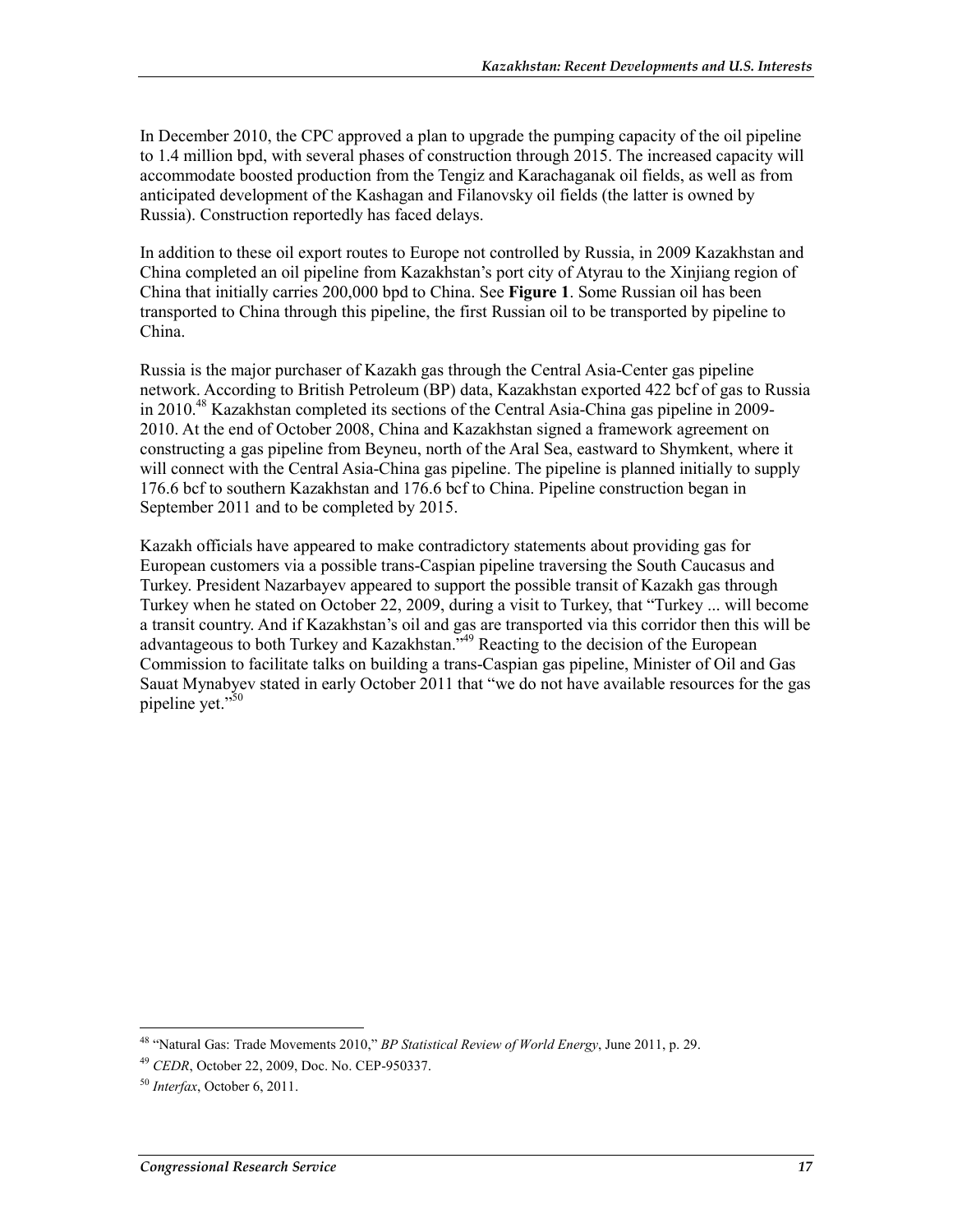In December 2010, the CPC approved a plan to upgrade the pumping capacity of the oil pipeline to 1.4 million bpd, with several phases of construction through 2015. The increased capacity will accommodate boosted production from the Tengiz and Karachaganak oil fields, as well as from anticipated development of the Kashagan and Filanovsky oil fields (the latter is owned by Russia). Construction reportedly has faced delays.

In addition to these oil export routes to Europe not controlled by Russia, in 2009 Kazakhstan and China completed an oil pipeline from Kazakhstan's port city of Atyrau to the Xinjiang region of China that initially carries 200,000 bpd to China. See **Figure 1**. Some Russian oil has been transported to China through this pipeline, the first Russian oil to be transported by pipeline to China.

Russia is the major purchaser of Kazakh gas through the Central Asia-Center gas pipeline network. According to British Petroleum (BP) data, Kazakhstan exported 422 bcf of gas to Russia in 2010.[48] Kazakhstan completed its sections of the Central Asia-China gas pipeline in 2009-2010. At the end of October 2008, China and Kazakhstan signed a framework agreement on constructing a gas pipeline from Beyneu, north of the Aral Sea, eastward to Shymkent, where it will connect with the Central Asia-China gas pipeline. The pipeline is planned initially to supply 176.6 bcf to southern Kazakhstan and 176.6 bcf to China. Pipeline construction began in September 2011 and to be completed by 2015.

Kazakh officials have appeared to make contradictory statements about providing gas for European customers via a possible trans-Caspian pipeline traversing the South Caucasus and Turkey. President Nazarbayev appeared to support the possible transit of Kazakh gas through Turkey when he stated on October 22, 2009, during a visit to Turkey, that "Turkey ... will become a transit country. And if Kazakhstan's oil and gas are transported via this corridor then this will be advantageous to both Turkey and Kazakhstan."[49] Reacting to the decision of the European Commission to facilitate talks on building a trans-Caspian gas pipeline, Minister of Oil and Gas Sauat Mynabyev stated in early October 2011 that "we do not have available resources for the gas pipeline yet."[50]

---

[48] "Natural Gas: Trade Movements 2010," *BP Statistical Review of World Energy*, June 2011, p. 29.

[49] *CEDR*, October 22, 2009, Doc. No. CEP-950337.

[50] *Interfax*, October 6, 2011.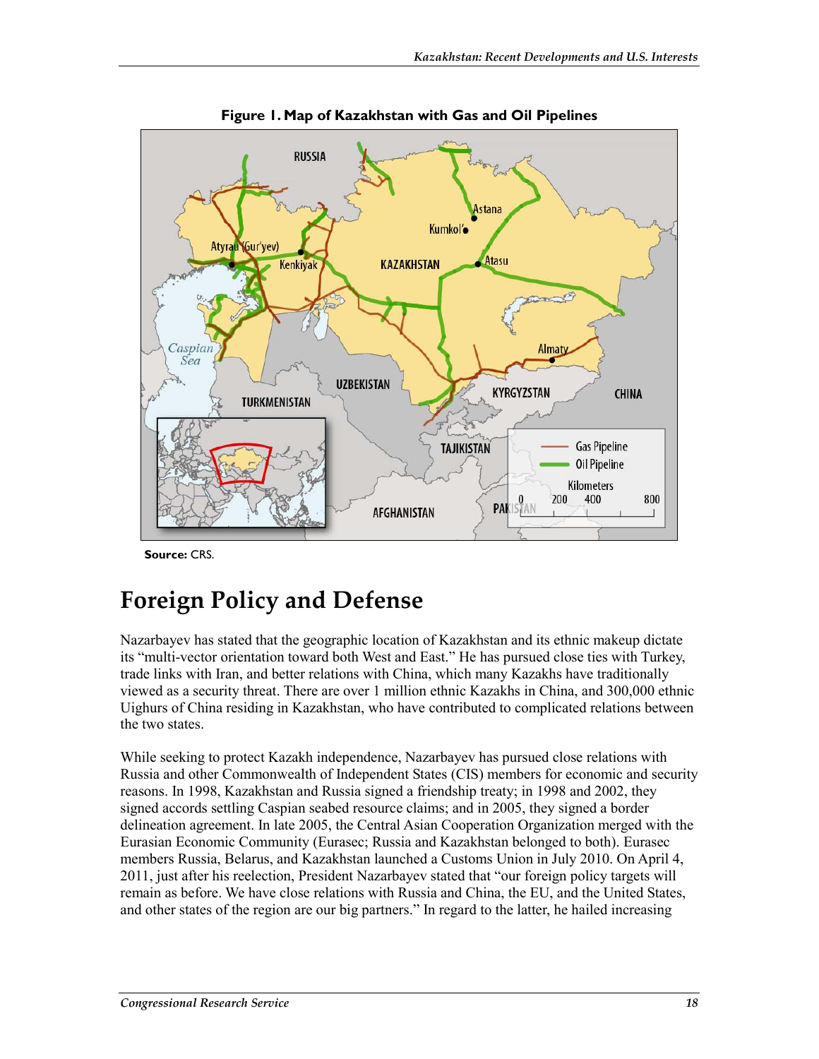**Figure 1. Map of Kazakhstan with Gas and Oil Pipelines**

**Source:** CRS.

# Foreign Policy and Defense

Nazarbayev has stated that the geographic location of Kazakhstan and its ethnic makeup dictate its "multi-vector orientation toward both West and East." He has pursued close ties with Turkey, trade links with Iran, and better relations with China, which many Kazakhs have traditionally viewed as a security threat. There are over 1 million ethnic Kazakhs in China, and 300,000 ethnic Uighurs of China residing in Kazakhstan, who have contributed to complicated relations between the two states.

While seeking to protect Kazakh independence, Nazarbayev has pursued close relations with Russia and other Commonwealth of Independent States (CIS) members for economic and security reasons. In 1998, Kazakhstan and Russia signed a friendship treaty; in 1998 and 2002, they signed accords settling Caspian seabed resource claims; and in 2005, they signed a border delineation agreement. In late 2005, the Central Asian Cooperation Organization merged with the Eurasian Economic Community (Eurasec; Russia and Kazakhstan belonged to both). Eurasec members Russia, Belarus, and Kazakhstan launched a Customs Union in July 2010. On April 4, 2011, just after his reelection, President Nazarbayev stated that "our foreign policy targets will remain as before. We have close relations with Russia and China, the EU, and the United States, and other states of the region are our big partners." In regard to the latter, he hailed increasing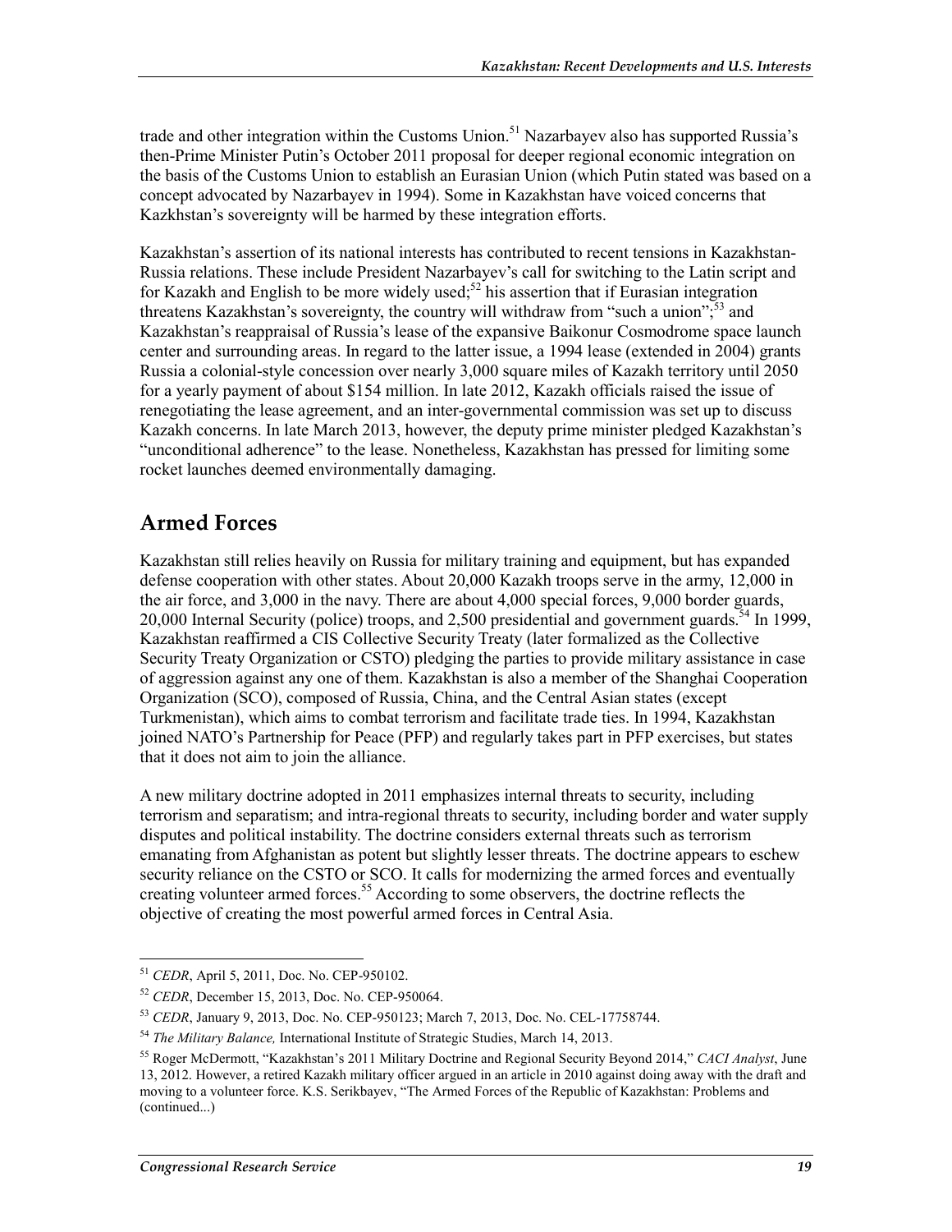trade and other integration within the Customs Union.[51] Nazarbayev also has supported Russia's then-Prime Minister Putin's October 2011 proposal for deeper regional economic integration on the basis of the Customs Union to establish an Eurasian Union (which Putin stated was based on a concept advocated by Nazarbayev in 1994). Some in Kazakhstan have voiced concerns that Kazkhstan's sovereignty will be harmed by these integration efforts.

Kazakhstan's assertion of its national interests has contributed to recent tensions in Kazakhstan-Russia relations. These include President Nazarbayev's call for switching to the Latin script and for Kazakh and English to be more widely used;[52] his assertion that if Eurasian integration threatens Kazakhstan's sovereignty, the country will withdraw from "such a union";[53] and Kazakhstan's reappraisal of Russia's lease of the expansive Baikonur Cosmodrome space launch center and surrounding areas. In regard to the latter issue, a 1994 lease (extended in 2004) grants Russia a colonial-style concession over nearly 3,000 square miles of Kazakh territory until 2050 for a yearly payment of about $154 million. In late 2012, Kazakh officials raised the issue of renegotiating the lease agreement, and an inter-governmental commission was set up to discuss Kazakh concerns. In late March 2013, however, the deputy prime minister pledged Kazakhstan's "unconditional adherence" to the lease. Nonetheless, Kazakhstan has pressed for limiting some rocket launches deemed environmentally damaging.

## Armed Forces

Kazakhstan still relies heavily on Russia for military training and equipment, but has expanded defense cooperation with other states. About 20,000 Kazakh troops serve in the army, 12,000 in the air force, and 3,000 in the navy. There are about 4,000 special forces, 9,000 border guards, 20,000 Internal Security (police) troops, and 2,500 presidential and government guards.[54] In 1999, Kazakhstan reaffirmed a CIS Collective Security Treaty (later formalized as the Collective Security Treaty Organization or CSTO) pledging the parties to provide military assistance in case of aggression against any one of them. Kazakhstan is also a member of the Shanghai Cooperation Organization (SCO), composed of Russia, China, and the Central Asian states (except Turkmenistan), which aims to combat terrorism and facilitate trade ties. In 1994, Kazakhstan joined NATO's Partnership for Peace (PFP) and regularly takes part in PFP exercises, but states that it does not aim to join the alliance.

A new military doctrine adopted in 2011 emphasizes internal threats to security, including terrorism and separatism; and intra-regional threats to security, including border and water supply disputes and political instability. The doctrine considers external threats such as terrorism emanating from Afghanistan as potent but slightly lesser threats. The doctrine appears to eschew security reliance on the CSTO or SCO. It calls for modernizing the armed forces and eventually creating volunteer armed forces.[55] According to some observers, the doctrine reflects the objective of creating the most powerful armed forces in Central Asia.

---

[51] *CEDR*, April 5, 2011, Doc. No. CEP-950102.

[52] *CEDR*, December 15, 2013, Doc. No. CEP-950064.

[53] *CEDR*, January 9, 2013, Doc. No. CEP-950123; March 7, 2013, Doc. No. CEL-17758744.

[54] *The Military Balance,* International Institute of Strategic Studies, March 14, 2013.

[55] Roger McDermott, "Kazakhstan's 2011 Military Doctrine and Regional Security Beyond 2014," *CACI Analyst*, June 13, 2012. However, a retired Kazakh military officer argued in an article in 2010 against doing away with the draft and moving to a volunteer force. K.S. Serikbayev, "The Armed Forces of the Republic of Kazakhstan: Problems and (continued...)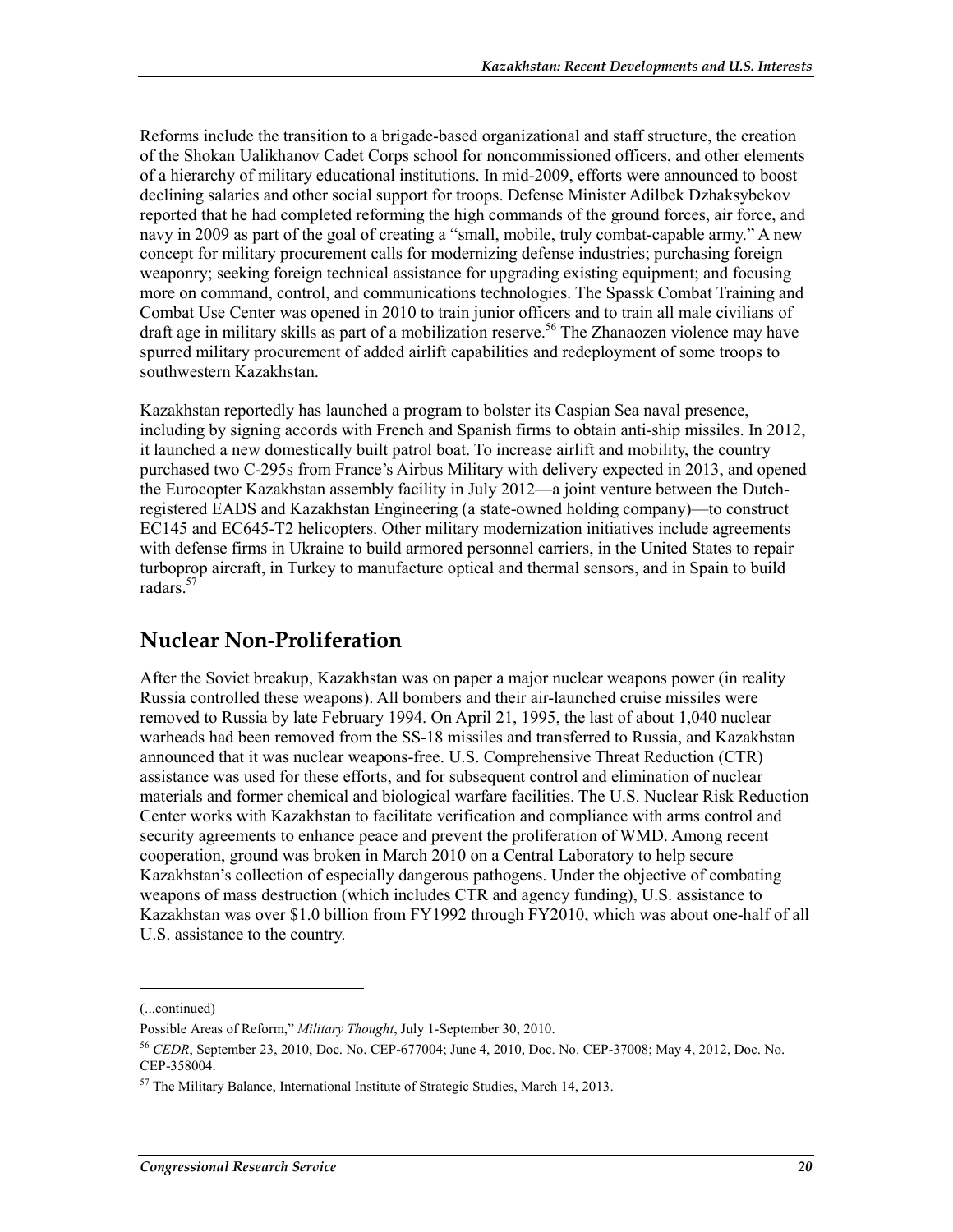Reforms include the transition to a brigade-based organizational and staff structure, the creation of the Shokan Ualikhanov Cadet Corps school for noncommissioned officers, and other elements of a hierarchy of military educational institutions. In mid-2009, efforts were announced to boost declining salaries and other social support for troops. Defense Minister Adilbek Dzhaksybekov reported that he had completed reforming the high commands of the ground forces, air force, and navy in 2009 as part of the goal of creating a "small, mobile, truly combat-capable army." A new concept for military procurement calls for modernizing defense industries; purchasing foreign weaponry; seeking foreign technical assistance for upgrading existing equipment; and focusing more on command, control, and communications technologies. The Spassk Combat Training and Combat Use Center was opened in 2010 to train junior officers and to train all male civilians of draft age in military skills as part of a mobilization reserve.[56] The Zhanaozen violence may have spurred military procurement of added airlift capabilities and redeployment of some troops to southwestern Kazakhstan.

Kazakhstan reportedly has launched a program to bolster its Caspian Sea naval presence, including by signing accords with French and Spanish firms to obtain anti-ship missiles. In 2012, it launched a new domestically built patrol boat. To increase airlift and mobility, the country purchased two C-295s from France's Airbus Military with delivery expected in 2013, and opened the Eurocopter Kazakhstan assembly facility in July 2012—a joint venture between the Dutch-registered EADS and Kazakhstan Engineering (a state-owned holding company)—to construct EC145 and EC645-T2 helicopters. Other military modernization initiatives include agreements with defense firms in Ukraine to build armored personnel carriers, in the United States to repair turboprop aircraft, in Turkey to manufacture optical and thermal sensors, and in Spain to build radars.[57]

## Nuclear Non-Proliferation

After the Soviet breakup, Kazakhstan was on paper a major nuclear weapons power (in reality Russia controlled these weapons). All bombers and their air-launched cruise missiles were removed to Russia by late February 1994. On April 21, 1995, the last of about 1,040 nuclear warheads had been removed from the SS-18 missiles and transferred to Russia, and Kazakhstan announced that it was nuclear weapons-free. U.S. Comprehensive Threat Reduction (CTR) assistance was used for these efforts, and for subsequent control and elimination of nuclear materials and former chemical and biological warfare facilities. The U.S. Nuclear Risk Reduction Center works with Kazakhstan to facilitate verification and compliance with arms control and security agreements to enhance peace and prevent the proliferation of WMD. Among recent cooperation, ground was broken in March 2010 on a Central Laboratory to help secure Kazakhstan's collection of especially dangerous pathogens. Under the objective of combating weapons of mass destruction (which includes CTR and agency funding), U.S. assistance to Kazakhstan was over $1.0 billion from FY1992 through FY2010, which was about one-half of all U.S. assistance to the country.

---

(...continued)

Possible Areas of Reform," *Military Thought*, July 1-September 30, 2010.

[56] *CEDR*, September 23, 2010, Doc. No. CEP-677004; June 4, 2010, Doc. No. CEP-37008; May 4, 2012, Doc. No. CEP-358004.

[57] The Military Balance, International Institute of Strategic Studies, March 14, 2013.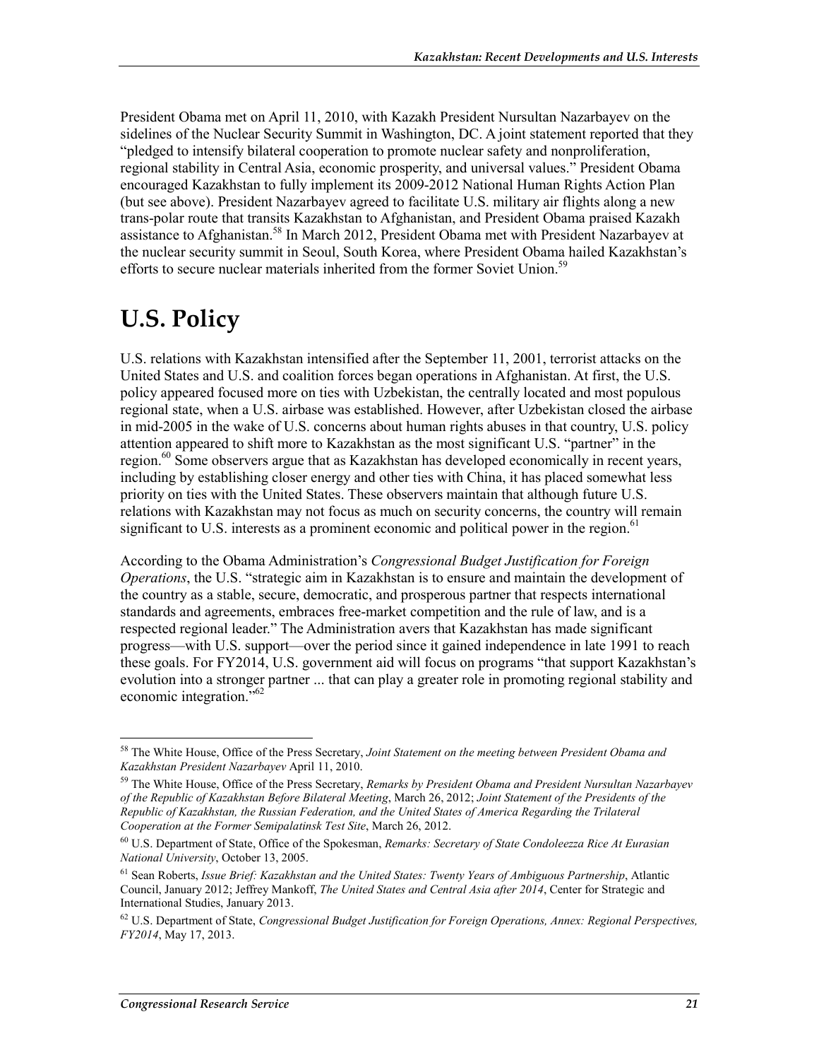President Obama met on April 11, 2010, with Kazakh President Nursultan Nazarbayev on the sidelines of the Nuclear Security Summit in Washington, DC. A joint statement reported that they "pledged to intensify bilateral cooperation to promote nuclear safety and nonproliferation, regional stability in Central Asia, economic prosperity, and universal values." President Obama encouraged Kazakhstan to fully implement its 2009-2012 National Human Rights Action Plan (but see above). President Nazarbayev agreed to facilitate U.S. military air flights along a new trans-polar route that transits Kazakhstan to Afghanistan, and President Obama praised Kazakh assistance to Afghanistan.[58] In March 2012, President Obama met with President Nazarbayev at the nuclear security summit in Seoul, South Korea, where President Obama hailed Kazakhstan's efforts to secure nuclear materials inherited from the former Soviet Union.[59]

# U.S. Policy

U.S. relations with Kazakhstan intensified after the September 11, 2001, terrorist attacks on the United States and U.S. and coalition forces began operations in Afghanistan. At first, the U.S. policy appeared focused more on ties with Uzbekistan, the centrally located and most populous regional state, when a U.S. airbase was established. However, after Uzbekistan closed the airbase in mid-2005 in the wake of U.S. concerns about human rights abuses in that country, U.S. policy attention appeared to shift more to Kazakhstan as the most significant U.S. "partner" in the region.[60] Some observers argue that as Kazakhstan has developed economically in recent years, including by establishing closer energy and other ties with China, it has placed somewhat less priority on ties with the United States. These observers maintain that although future U.S. relations with Kazakhstan may not focus as much on security concerns, the country will remain significant to U.S. interests as a prominent economic and political power in the region.[61]

According to the Obama Administration's *Congressional Budget Justification for Foreign Operations*, the U.S. "strategic aim in Kazakhstan is to ensure and maintain the development of the country as a stable, secure, democratic, and prosperous partner that respects international standards and agreements, embraces free-market competition and the rule of law, and is a respected regional leader." The Administration avers that Kazakhstan has made significant progress—with U.S. support—over the period since it gained independence in late 1991 to reach these goals. For FY2014, U.S. government aid will focus on programs "that support Kazakhstan's evolution into a stronger partner ... that can play a greater role in promoting regional stability and economic integration."[62]

---

[58] The White House, Office of the Press Secretary, *Joint Statement on the meeting between President Obama and Kazakhstan President Nazarbayev* April 11, 2010.

[59] The White House, Office of the Press Secretary, *Remarks by President Obama and President Nursultan Nazarbayev of the Republic of Kazakhstan Before Bilateral Meeting*, March 26, 2012; *Joint Statement of the Presidents of the Republic of Kazakhstan, the Russian Federation, and the United States of America Regarding the Trilateral Cooperation at the Former Semipalatinsk Test Site*, March 26, 2012.

[60] U.S. Department of State, Office of the Spokesman, *Remarks: Secretary of State Condoleezza Rice At Eurasian National University*, October 13, 2005.

[61] Sean Roberts, *Issue Brief: Kazakhstan and the United States: Twenty Years of Ambiguous Partnership*, Atlantic Council, January 2012; Jeffrey Mankoff, *The United States and Central Asia after 2014*, Center for Strategic and International Studies, January 2013.

[62] U.S. Department of State, *Congressional Budget Justification for Foreign Operations, Annex: Regional Perspectives, FY2014*, May 17, 2013.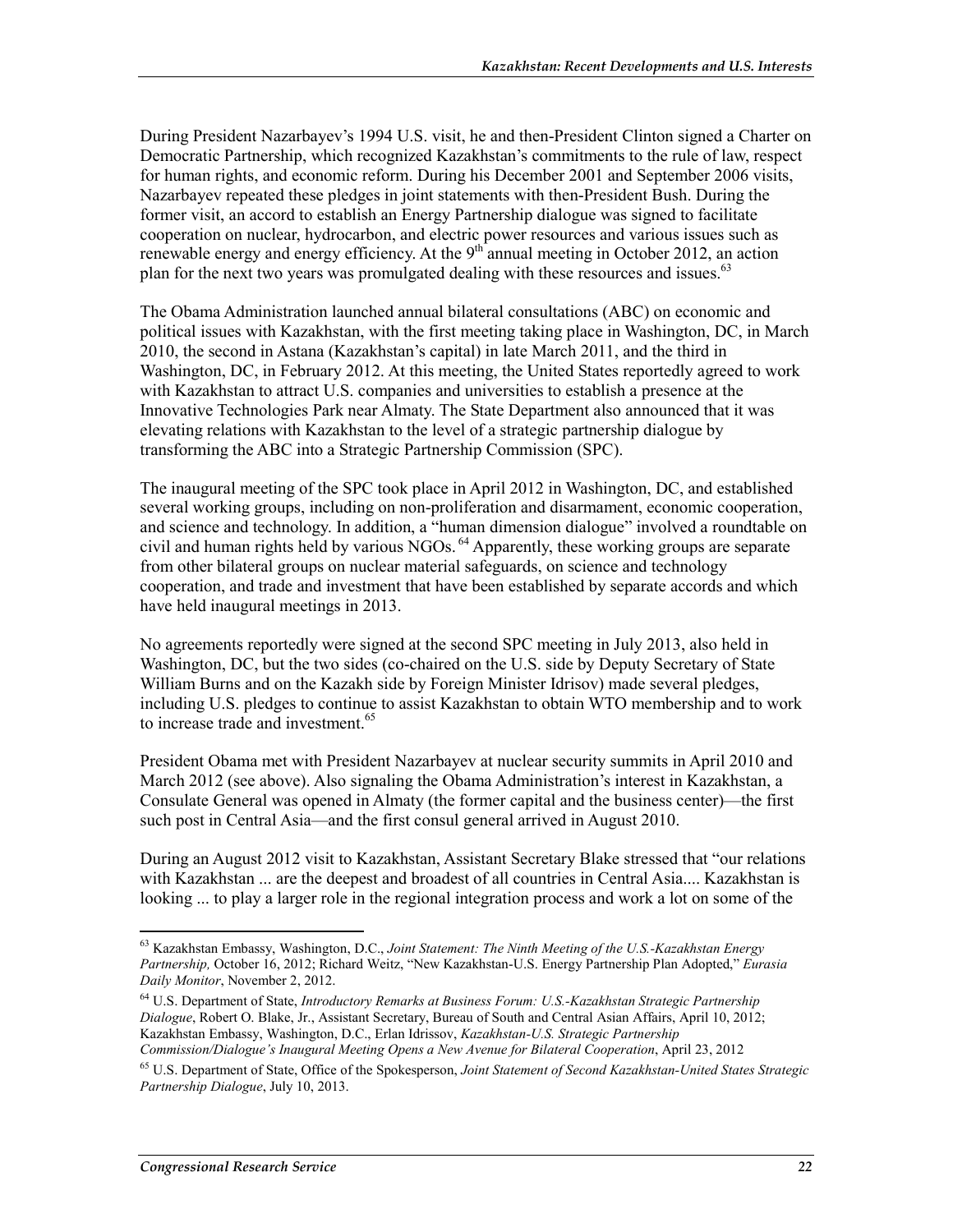During President Nazarbayev's 1994 U.S. visit, he and then-President Clinton signed a Charter on Democratic Partnership, which recognized Kazakhstan's commitments to the rule of law, respect for human rights, and economic reform. During his December 2001 and September 2006 visits, Nazarbayev repeated these pledges in joint statements with then-President Bush. During the former visit, an accord to establish an Energy Partnership dialogue was signed to facilitate cooperation on nuclear, hydrocarbon, and electric power resources and various issues such as renewable energy and energy efficiency. At the 9th annual meeting in October 2012, an action plan for the next two years was promulgated dealing with these resources and issues.[63]

The Obama Administration launched annual bilateral consultations (ABC) on economic and political issues with Kazakhstan, with the first meeting taking place in Washington, DC, in March 2010, the second in Astana (Kazakhstan's capital) in late March 2011, and the third in Washington, DC, in February 2012. At this meeting, the United States reportedly agreed to work with Kazakhstan to attract U.S. companies and universities to establish a presence at the Innovative Technologies Park near Almaty. The State Department also announced that it was elevating relations with Kazakhstan to the level of a strategic partnership dialogue by transforming the ABC into a Strategic Partnership Commission (SPC).

The inaugural meeting of the SPC took place in April 2012 in Washington, DC, and established several working groups, including on non-proliferation and disarmament, economic cooperation, and science and technology. In addition, a "human dimension dialogue" involved a roundtable on civil and human rights held by various NGOs.[64] Apparently, these working groups are separate from other bilateral groups on nuclear material safeguards, on science and technology cooperation, and trade and investment that have been established by separate accords and which have held inaugural meetings in 2013.

No agreements reportedly were signed at the second SPC meeting in July 2013, also held in Washington, DC, but the two sides (co-chaired on the U.S. side by Deputy Secretary of State William Burns and on the Kazakh side by Foreign Minister Idrisov) made several pledges, including U.S. pledges to continue to assist Kazakhstan to obtain WTO membership and to work to increase trade and investment.[65]

President Obama met with President Nazarbayev at nuclear security summits in April 2010 and March 2012 (see above). Also signaling the Obama Administration's interest in Kazakhstan, a Consulate General was opened in Almaty (the former capital and the business center)—the first such post in Central Asia—and the first consul general arrived in August 2010.

During an August 2012 visit to Kazakhstan, Assistant Secretary Blake stressed that "our relations with Kazakhstan ... are the deepest and broadest of all countries in Central Asia.... Kazakhstan is looking ... to play a larger role in the regional integration process and work a lot on some of the

---

[63] Kazakhstan Embassy, Washington, D.C., *Joint Statement: The Ninth Meeting of the U.S.-Kazakhstan Energy Partnership,* October 16, 2012; Richard Weitz, "New Kazakhstan-U.S. Energy Partnership Plan Adopted," *Eurasia Daily Monitor*, November 2, 2012.

[64] U.S. Department of State, *Introductory Remarks at Business Forum: U.S.-Kazakhstan Strategic Partnership Dialogue*, Robert O. Blake, Jr., Assistant Secretary, Bureau of South and Central Asian Affairs, April 10, 2012; Kazakhstan Embassy, Washington, D.C., Erlan Idrissov, *Kazakhstan-U.S. Strategic Partnership Commission/Dialogue's Inaugural Meeting Opens a New Avenue for Bilateral Cooperation*, April 23, 2012

[65] U.S. Department of State, Office of the Spokesperson, *Joint Statement of Second Kazakhstan-United States Strategic Partnership Dialogue*, July 10, 2013.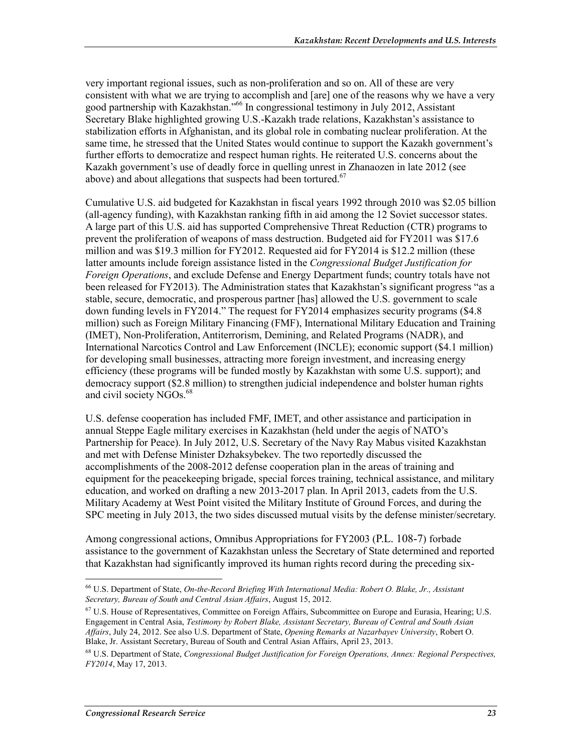very important regional issues, such as non-proliferation and so on. All of these are very consistent with what we are trying to accomplish and [are] one of the reasons why we have a very good partnership with Kazakhstan."[66] In congressional testimony in July 2012, Assistant Secretary Blake highlighted growing U.S.-Kazakh trade relations, Kazakhstan's assistance to stabilization efforts in Afghanistan, and its global role in combating nuclear proliferation. At the same time, he stressed that the United States would continue to support the Kazakh government's further efforts to democratize and respect human rights. He reiterated U.S. concerns about the Kazakh government's use of deadly force in quelling unrest in Zhanaozen in late 2012 (see above) and about allegations that suspects had been tortured.[67]

Cumulative U.S. aid budgeted for Kazakhstan in fiscal years 1992 through 2010 was $2.05 billion (all-agency funding), with Kazakhstan ranking fifth in aid among the 12 Soviet successor states. A large part of this U.S. aid has supported Comprehensive Threat Reduction (CTR) programs to prevent the proliferation of weapons of mass destruction. Budgeted aid for FY2011 was $17.6 million and was $19.3 million for FY2012. Requested aid for FY2014 is $12.2 million (these latter amounts include foreign assistance listed in the *Congressional Budget Justification for Foreign Operations*, and exclude Defense and Energy Department funds; country totals have not been released for FY2013). The Administration states that Kazakhstan's significant progress "as a stable, secure, democratic, and prosperous partner [has] allowed the U.S. government to scale down funding levels in FY2014." The request for FY2014 emphasizes security programs ($4.8 million) such as Foreign Military Financing (FMF), International Military Education and Training (IMET), Non-Proliferation, Antiterrorism, Demining, and Related Programs (NADR), and International Narcotics Control and Law Enforcement (INCLE); economic support ($4.1 million) for developing small businesses, attracting more foreign investment, and increasing energy efficiency (these programs will be funded mostly by Kazakhstan with some U.S. support); and democracy support ($2.8 million) to strengthen judicial independence and bolster human rights and civil society NGOs.[68]

U.S. defense cooperation has included FMF, IMET, and other assistance and participation in annual Steppe Eagle military exercises in Kazakhstan (held under the aegis of NATO's Partnership for Peace). In July 2012, U.S. Secretary of the Navy Ray Mabus visited Kazakhstan and met with Defense Minister Dzhaksybekev. The two reportedly discussed the accomplishments of the 2008-2012 defense cooperation plan in the areas of training and equipment for the peacekeeping brigade, special forces training, technical assistance, and military education, and worked on drafting a new 2013-2017 plan. In April 2013, cadets from the U.S. Military Academy at West Point visited the Military Institute of Ground Forces, and during the SPC meeting in July 2013, the two sides discussed mutual visits by the defense minister/secretary.

Among congressional actions, Omnibus Appropriations for FY2003 (P.L. 108-7) forbade assistance to the government of Kazakhstan unless the Secretary of State determined and reported that Kazakhstan had significantly improved its human rights record during the preceding six-

---

[66] U.S. Department of State, *On-the-Record Briefing With International Media: Robert O. Blake, Jr., Assistant Secretary, Bureau of South and Central Asian Affairs*, August 15, 2012.

[67] U.S. House of Representatives, Committee on Foreign Affairs, Subcommittee on Europe and Eurasia, Hearing; U.S. Engagement in Central Asia, *Testimony by Robert Blake, Assistant Secretary, Bureau of Central and South Asian Affairs*, July 24, 2012. See also U.S. Department of State, *Opening Remarks at Nazarbayev University*, Robert O. Blake, Jr. Assistant Secretary, Bureau of South and Central Asian Affairs, April 23, 2013.

[68] U.S. Department of State, *Congressional Budget Justification for Foreign Operations, Annex: Regional Perspectives, FY2014*, May 17, 2013.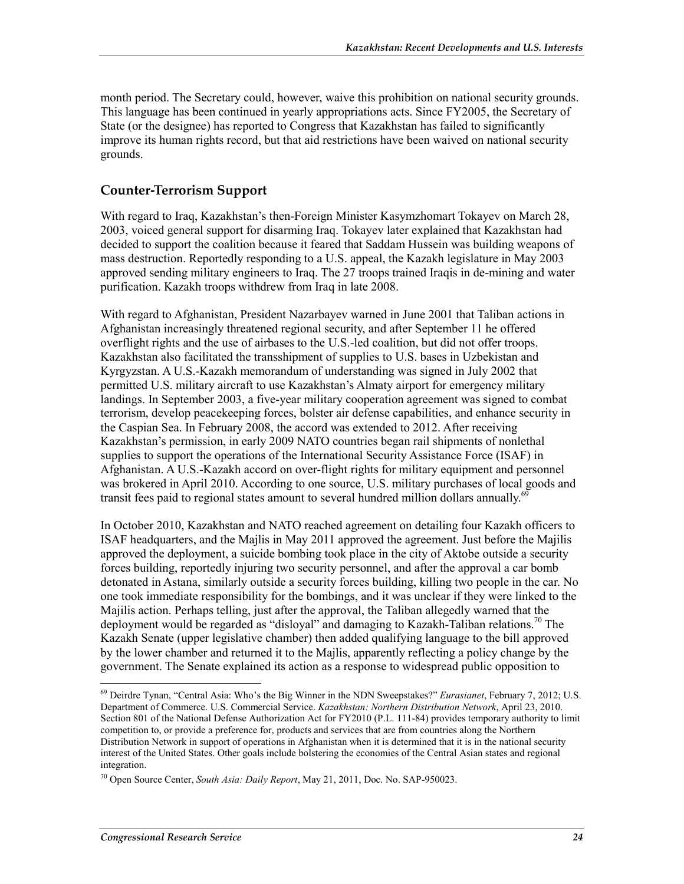month period. The Secretary could, however, waive this prohibition on national security grounds. This language has been continued in yearly appropriations acts. Since FY2005, the Secretary of State (or the designee) has reported to Congress that Kazakhstan has failed to significantly improve its human rights record, but that aid restrictions have been waived on national security grounds.

## Counter-Terrorism Support

With regard to Iraq, Kazakhstan's then-Foreign Minister Kasymzhomart Tokayev on March 28, 2003, voiced general support for disarming Iraq. Tokayev later explained that Kazakhstan had decided to support the coalition because it feared that Saddam Hussein was building weapons of mass destruction. Reportedly responding to a U.S. appeal, the Kazakh legislature in May 2003 approved sending military engineers to Iraq. The 27 troops trained Iraqis in de-mining and water purification. Kazakh troops withdrew from Iraq in late 2008.

With regard to Afghanistan, President Nazarbayev warned in June 2001 that Taliban actions in Afghanistan increasingly threatened regional security, and after September 11 he offered overflight rights and the use of airbases to the U.S.-led coalition, but did not offer troops. Kazakhstan also facilitated the transshipment of supplies to U.S. bases in Uzbekistan and Kyrgyzstan. A U.S.-Kazakh memorandum of understanding was signed in July 2002 that permitted U.S. military aircraft to use Kazakhstan's Almaty airport for emergency military landings. In September 2003, a five-year military cooperation agreement was signed to combat terrorism, develop peacekeeping forces, bolster air defense capabilities, and enhance security in the Caspian Sea. In February 2008, the accord was extended to 2012. After receiving Kazakhstan's permission, in early 2009 NATO countries began rail shipments of nonlethal supplies to support the operations of the International Security Assistance Force (ISAF) in Afghanistan. A U.S.-Kazakh accord on over-flight rights for military equipment and personnel was brokered in April 2010. According to one source, U.S. military purchases of local goods and transit fees paid to regional states amount to several hundred million dollars annually.[69]

In October 2010, Kazakhstan and NATO reached agreement on detailing four Kazakh officers to ISAF headquarters, and the Majlis in May 2011 approved the agreement. Just before the Majilis approved the deployment, a suicide bombing took place in the city of Aktobe outside a security forces building, reportedly injuring two security personnel, and after the approval a car bomb detonated in Astana, similarly outside a security forces building, killing two people in the car. No one took immediate responsibility for the bombings, and it was unclear if they were linked to the Majilis action. Perhaps telling, just after the approval, the Taliban allegedly warned that the deployment would be regarded as "disloyal" and damaging to Kazakh-Taliban relations.[70] The Kazakh Senate (upper legislative chamber) then added qualifying language to the bill approved by the lower chamber and returned it to the Majlis, apparently reflecting a policy change by the government. The Senate explained its action as a response to widespread public opposition to

---

[69] Deirdre Tynan, "Central Asia: Who's the Big Winner in the NDN Sweepstakes?" *Eurasianet*, February 7, 2012; U.S. Department of Commerce. U.S. Commercial Service. *Kazakhstan: Northern Distribution Network*, April 23, 2010. Section 801 of the National Defense Authorization Act for FY2010 (P.L. 111-84) provides temporary authority to limit competition to, or provide a preference for, products and services that are from countries along the Northern Distribution Network in support of operations in Afghanistan when it is determined that it is in the national security interest of the United States. Other goals include bolstering the economies of the Central Asian states and regional integration.

[70] Open Source Center, *South Asia: Daily Report*, May 21, 2011, Doc. No. SAP-950023.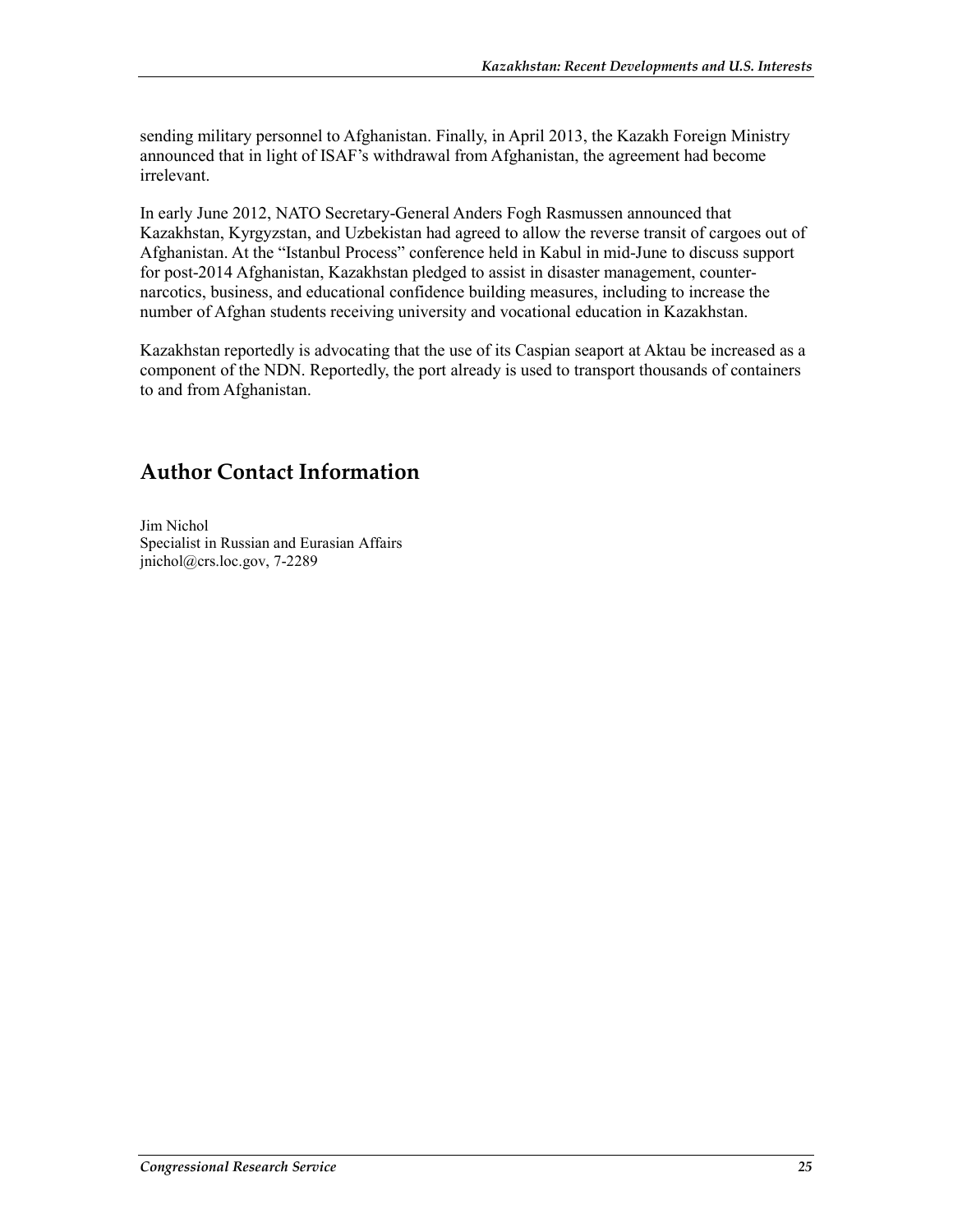sending military personnel to Afghanistan. Finally, in April 2013, the Kazakh Foreign Ministry announced that in light of ISAF's withdrawal from Afghanistan, the agreement had become irrelevant.

In early June 2012, NATO Secretary-General Anders Fogh Rasmussen announced that Kazakhstan, Kyrgyzstan, and Uzbekistan had agreed to allow the reverse transit of cargoes out of Afghanistan. At the "Istanbul Process" conference held in Kabul in mid-June to discuss support for post-2014 Afghanistan, Kazakhstan pledged to assist in disaster management, counter-narcotics, business, and educational confidence building measures, including to increase the number of Afghan students receiving university and vocational education in Kazakhstan.

Kazakhstan reportedly is advocating that the use of its Caspian seaport at Aktau be increased as a component of the NDN. Reportedly, the port already is used to transport thousands of containers to and from Afghanistan.

## Author Contact Information

Jim Nichol
Specialist in Russian and Eurasian Affairs
jnichol@crs.loc.gov, 7-2289